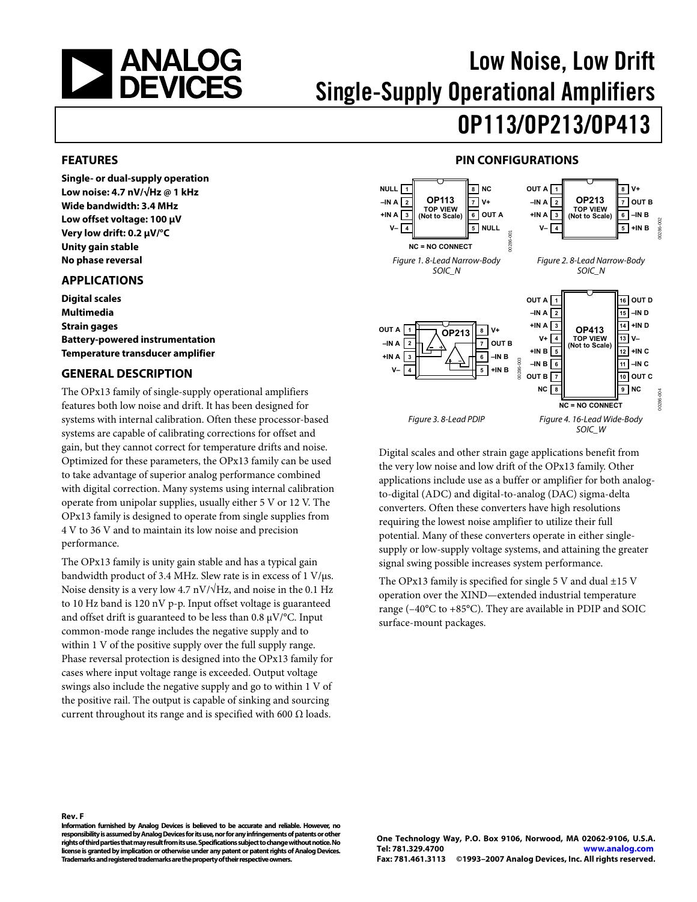# Low Noise, Low Drift Single-Supply Operational Amplifiers

# OP113/OP213/OP413

## FEATURES

**Single- or dual-supply operation**
**Low noise: 4.7 nV/√Hz @ 1 kHz**
**Wide bandwidth: 3.4 MHz**
**Low offset voltage: 100 µV**
**Very low drift: 0.2 µV/°C**
**Unity gain stable**
**No phase reversal**

## APPLICATIONS

**Digital scales**
**Multimedia**
**Strain gages**
**Battery-powered instrumentation**
**Temperature transducer amplifier**

## GENERAL DESCRIPTION

The OPx13 family of single-supply operational amplifiers features both low noise and drift. It has been designed for systems with internal calibration. Often these processor-based systems are capable of calibrating corrections for offset and gain, but they cannot correct for temperature drifts and noise. Optimized for these parameters, the OPx13 family can be used to take advantage of superior analog performance combined with digital correction. Many systems using internal calibration operate from unipolar supplies, usually either 5 V or 12 V. The OPx13 family is designed to operate from single supplies from 4 V to 36 V and to maintain its low noise and precision performance.

The OPx13 family is unity gain stable and has a typical gain bandwidth product of 3.4 MHz. Slew rate is in excess of 1 V/µs. Noise density is a very low 4.7 nV/√Hz, and noise in the 0.1 Hz to 10 Hz band is 120 nV p-p. Input offset voltage is guaranteed and offset drift is guaranteed to be less than 0.8 µV/°C. Input common-mode range includes the negative supply and to within 1 V of the positive supply over the full supply range. Phase reversal protection is designed into the OPx13 family for cases where input voltage range is exceeded. Output voltage swings also include the negative supply and go to within 1 V of the positive rail. The output is capable of sinking and sourcing current throughout its range and is specified with 600 Ω loads.

## PIN CONFIGURATIONS

OP113 (TOP VIEW, Not to Scale): 1 NULL, 2 –IN A, 3 +IN A, 4 V–, 5 NULL, 6 OUT A, 7 V+, 8 NC. NC = NO CONNECT

*Figure 1. 8-Lead Narrow-Body SOIC_N*

OP213 (TOP VIEW, Not to Scale): 1 OUT A, 2 –IN A, 3 +IN A, 4 V–, 5 +IN B, 6 –IN B, 7 OUT B, 8 V+

*Figure 2. 8-Lead Narrow-Body SOIC_N*

OP213: 1 OUT A, 2 –IN A, 3 +IN A, 4 V–, 5 +IN B, 6 –IN B, 7 OUT B, 8 V+

*Figure 3. 8-Lead PDIP*

OP413 (TOP VIEW, Not to Scale): 1 OUT A, 2 –IN A, 3 +IN A, 4 V+, 5 +IN B, 6 –IN B, 7 OUT B, 8 NC, 9 NC, 10 OUT C, 11 –IN C, 12 +IN C, 13 V–, 14 +IN D, 15 –IN D, 16 OUT D. NC = NO CONNECT

*Figure 4. 16-Lead Wide-Body SOIC_W*

Digital scales and other strain gage applications benefit from the very low noise and low drift of the OPx13 family. Other applications include use as a buffer or amplifier for both analog-to-digital (ADC) and digital-to-analog (DAC) sigma-delta converters. Often these converters have high resolutions requiring the lowest noise amplifier to utilize their full potential. Many of these converters operate in either single-supply or low-supply voltage systems, and attaining the greater signal swing possible increases system performance.

The OPx13 family is specified for single 5 V and dual ±15 V operation over the XIND—extended industrial temperature range (–40°C to +85°C). They are available in PDIP and SOIC surface-mount packages.

**Rev. F**

**Information furnished by Analog Devices is believed to be accurate and reliable. However, no responsibility is assumed by Analog Devices for its use, nor for any infringements of patents or other rights of third parties that may result from its use. Specifications subject to change without notice. No license is granted by implication or otherwise under any patent or patent rights of Analog Devices. Trademarks and registered trademarks are the property of their respective owners.**

**One Technology Way, P.O. Box 9106, Norwood, MA 02062-9106, U.S.A.**
**Tel: 781.329.4700 www.analog.com**
**Fax: 781.461.3113 ©1993–2007 Analog Devices, Inc. All rights reserved.**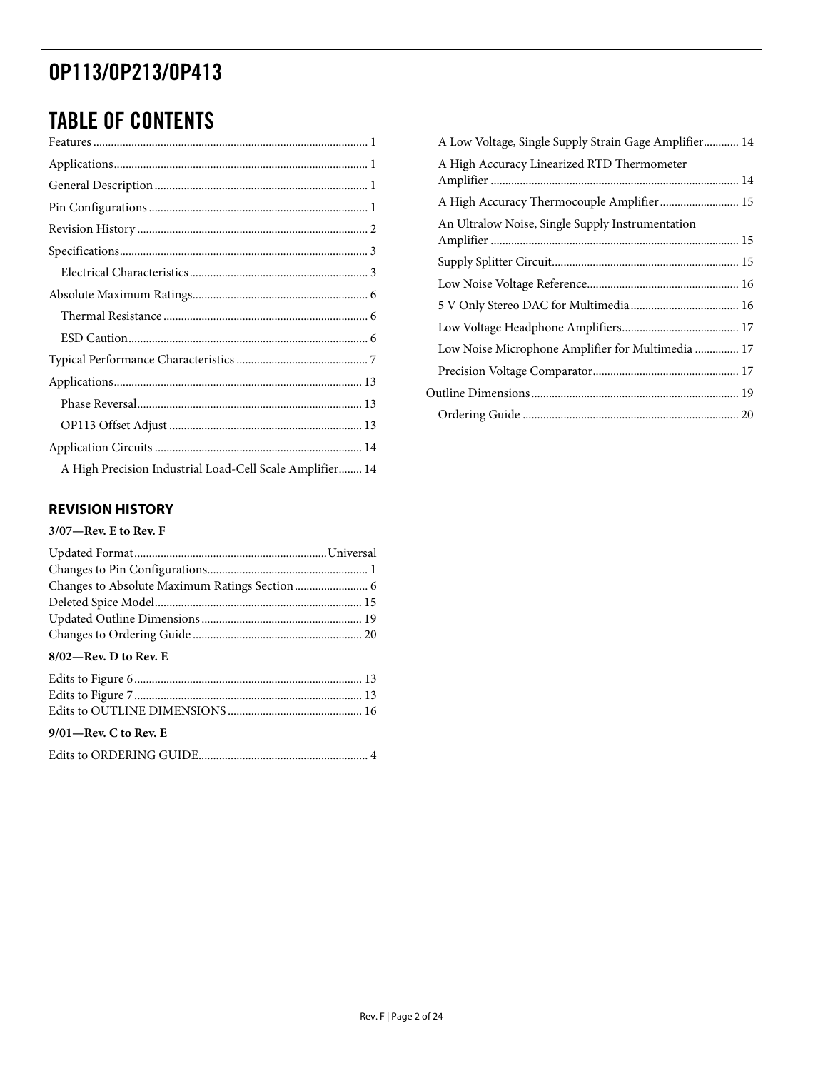## TABLE OF CONTENTS

Features ... 1
Applications ... 1
General Description ... 1
Pin Configurations ... 1
Revision History ... 2
Specifications ... 3
  Electrical Characteristics ... 3
Absolute Maximum Ratings ... 6
  Thermal Resistance ... 6
  ESD Caution ... 6
Typical Performance Characteristics ... 7
Applications ... 13
  Phase Reversal ... 13
  OP113 Offset Adjust ... 13
Application Circuits ... 14
  A High Precision Industrial Load-Cell Scale Amplifier ... 14
  A Low Voltage, Single Supply Strain Gage Amplifier ... 14
  A High Accuracy Linearized RTD Thermometer Amplifier ... 14
  A High Accuracy Thermocouple Amplifier ... 15
  An Ultralow Noise, Single Supply Instrumentation Amplifier ... 15
  Supply Splitter Circuit ... 15
  Low Noise Voltage Reference ... 16
  5 V Only Stereo DAC for Multimedia ... 16
  Low Voltage Headphone Amplifiers ... 17
  Low Noise Microphone Amplifier for Multimedia ... 17
  Precision Voltage Comparator ... 17
Outline Dimensions ... 19
  Ordering Guide ... 20

### REVISION HISTORY

**3/07—Rev. E to Rev. F**

Updated Format ... Universal
Changes to Pin Configurations ... 1
Changes to Absolute Maximum Ratings Section ... 6
Deleted Spice Model ... 15
Updated Outline Dimensions ... 19
Changes to Ordering Guide ... 20

**8/02—Rev. D to Rev. E**

Edits to Figure 6 ... 13
Edits to Figure 7 ... 13
Edits to OUTLINE DIMENSIONS ... 16

**9/01—Rev. C to Rev. E**

Edits to ORDERING GUIDE ... 4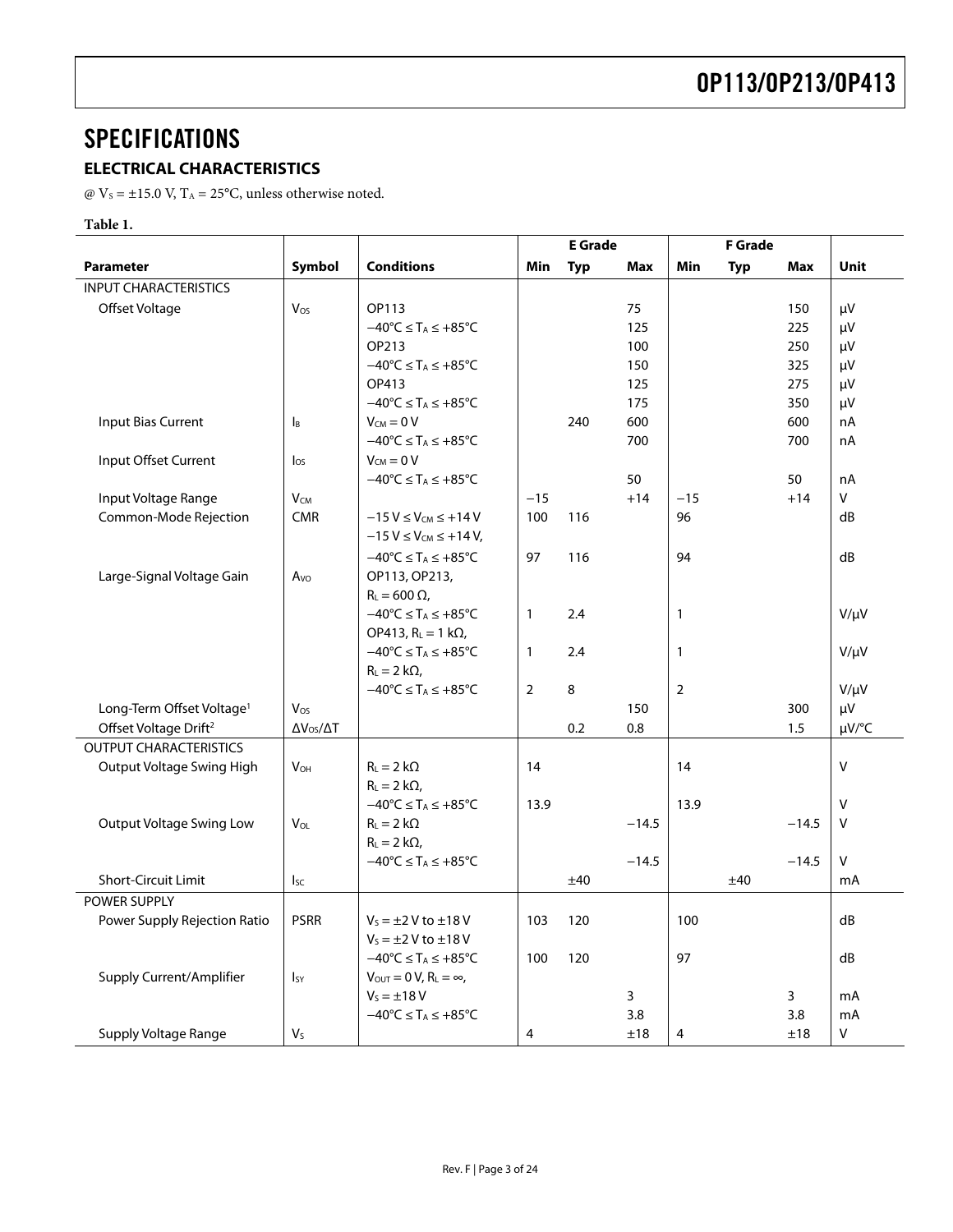# SPECIFICATIONS

## ELECTRICAL CHARACTERISTICS

@ $V_S$ = ±15.0 V, $T_A$ = 25°C, unless otherwise noted.

**Table 1.**

| Parameter | Symbol | Conditions | E Grade | | | F Grade | | | Unit |
|---|---|---|---|---|---|---|---|---|---|
| | | | **Min** | **Typ** | **Max** | **Min** | **Typ** | **Max** | |
| INPUT CHARACTERISTICS | | | | | | | | | |
| Offset Voltage | $V_{OS}$ | OP113 | | | 75 | | | 150 | μV |
| | | −40°C ≤ $T_A$ ≤ +85°C | | | 125 | | | 225 | μV |
| | | OP213 | | | 100 | | | 250 | μV |
| | | −40°C ≤ $T_A$ ≤ +85°C | | | 150 | | | 325 | μV |
| | | OP413 | | | 125 | | | 275 | μV |
| | | −40°C ≤ $T_A$ ≤ +85°C | | | 175 | | | 350 | μV |
| Input Bias Current | $I_B$ | $V_{CM}$ = 0 V | | 240 | 600 | | | 600 | nA |
| | | −40°C ≤ $T_A$ ≤ +85°C | | | 700 | | | 700 | nA |
| Input Offset Current | $I_{OS}$ | $V_{CM}$ = 0 V | | | | | | | |
| | | −40°C ≤ $T_A$ ≤ +85°C | | | 50 | | | 50 | nA |
| Input Voltage Range | $V_{CM}$ | | −15 | | +14 | −15 | | +14 | V |
| Common-Mode Rejection | CMR | −15 V ≤ $V_{CM}$ ≤ +14 V | 100 | 116 | | 96 | | | dB |
| | | −15 V ≤ $V_{CM}$ ≤ +14 V, −40°C ≤ $T_A$ ≤ +85°C | 97 | 116 | | 94 | | | dB |
| Large-Signal Voltage Gain | $A_{VO}$ | OP113, OP213, $R_L$ = 600 Ω, −40°C ≤ $T_A$ ≤ +85°C | 1 | 2.4 | | 1 | | | V/μV |
| | | OP413, $R_L$ = 1 kΩ, −40°C ≤ $T_A$ ≤ +85°C | 1 | 2.4 | | 1 | | | V/μV |
| | | $R_L$ = 2 kΩ, −40°C ≤ $T_A$ ≤ +85°C | 2 | 8 | | 2 | | | V/μV |
| Long-Term Offset Voltage[1] | $V_{OS}$ | | | | 150 | | | 300 | μV |
| Offset Voltage Drift[2] | $\Delta V_{OS}/\Delta T$ | | | 0.2 | 0.8 | | | 1.5 | μV/°C |
| OUTPUT CHARACTERISTICS | | | | | | | | | |
| Output Voltage Swing High | $V_{OH}$ | $R_L$ = 2 kΩ | 14 | | | 14 | | | V |
| | | $R_L$ = 2 kΩ, −40°C ≤ $T_A$ ≤ +85°C | 13.9 | | | 13.9 | | | V |
| Output Voltage Swing Low | $V_{OL}$ | $R_L$ = 2 kΩ | | | −14.5 | | | −14.5 | V |
| | | $R_L$ = 2 kΩ, −40°C ≤ $T_A$ ≤ +85°C | | | −14.5 | | | −14.5 | V |
| Short-Circuit Limit | $I_{SC}$ | | | ±40 | | | ±40 | | mA |
| POWER SUPPLY | | | | | | | | | |
| Power Supply Rejection Ratio | PSRR | $V_S$ = ±2 V to ±18 V | 103 | 120 | | 100 | | | dB |
| | | $V_S$ = ±2 V to ±18 V, −40°C ≤ $T_A$ ≤ +85°C | 100 | 120 | | 97 | | | dB |
| Supply Current/Amplifier | $I_{SY}$ | $V_{OUT}$ = 0 V, $R_L$ = ∞, $V_S$ = ±18 V | | | 3 | | | 3 | mA |
| | | −40°C ≤ $T_A$ ≤ +85°C | | | 3.8 | | | 3.8 | mA |
| Supply Voltage Range | $V_S$ | | 4 | | ±18 | 4 | | ±18 | V |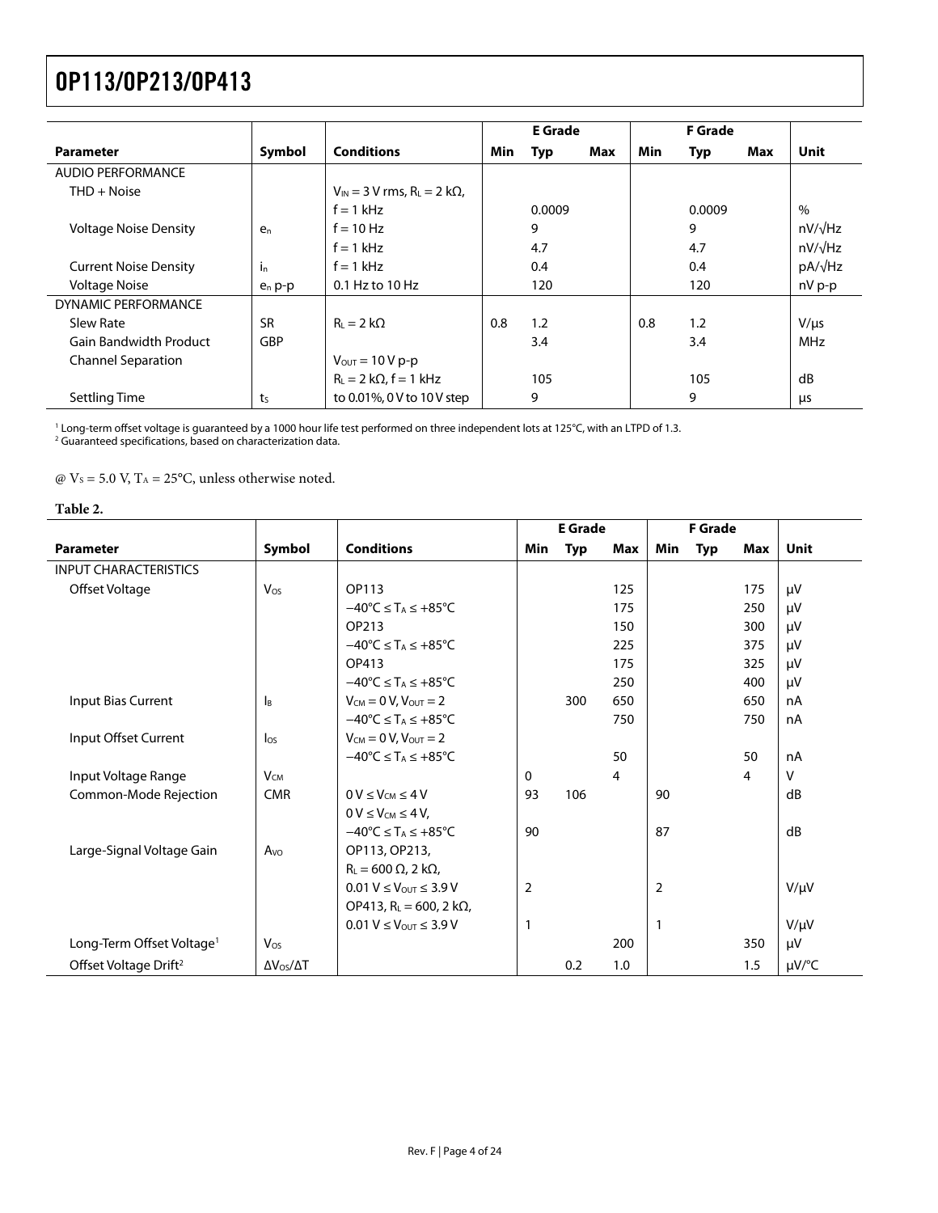| Parameter | Symbol | Conditions | E Grade Min | E Grade Typ | E Grade Max | F Grade Min | F Grade Typ | F Grade Max | Unit |
|---|---|---|---|---|---|---|---|---|---|
| AUDIO PERFORMANCE | | | | | | | | | |
| THD + Noise | | $V_{IN}$ = 3 V rms, $R_L$ = 2 kΩ, f = 1 kHz | | 0.0009 | | | 0.0009 | | % |
| Voltage Noise Density | $e_n$ | f = 10 Hz | | 9 | | | 9 | | nV/√Hz |
| | | f = 1 kHz | | 4.7 | | | 4.7 | | nV/√Hz |
| Current Noise Density | $i_n$ | f = 1 kHz | | 0.4 | | | 0.4 | | pA/√Hz |
| Voltage Noise | $e_n$ p-p | 0.1 Hz to 10 Hz | | 120 | | | 120 | | nV p-p |
| DYNAMIC PERFORMANCE | | | | | | | | | |
| Slew Rate | SR | $R_L$ = 2 kΩ | 0.8 | 1.2 | | 0.8 | 1.2 | | V/μs |
| Gain Bandwidth Product | GBP | | | 3.4 | | | 3.4 | | MHz |
| Channel Separation | | $V_{OUT}$ = 10 V p-p, $R_L$ = 2 kΩ, f = 1 kHz | | 105 | | | 105 | | dB |
| Settling Time | $t_S$ | to 0.01%, 0 V to 10 V step | | 9 | | | 9 | | μs |

[1] Long-term offset voltage is guaranteed by a 1000 hour life test performed on three independent lots at 125°C, with an LTPD of 1.3.
[2] Guaranteed specifications, based on characterization data.

@ $V_S$ = 5.0 V, $T_A$ = 25°C, unless otherwise noted.

**Table 2.**

| Parameter | Symbol | Conditions | E Grade Min | E Grade Typ | E Grade Max | F Grade Min | F Grade Typ | F Grade Max | Unit |
|---|---|---|---|---|---|---|---|---|---|
| INPUT CHARACTERISTICS | | | | | | | | | |
| Offset Voltage | $V_{OS}$ | OP113 | | | 125 | | | 175 | μV |
| | | −40°C ≤ $T_A$ ≤ +85°C | | | 175 | | | 250 | μV |
| | | OP213 | | | 150 | | | 300 | μV |
| | | −40°C ≤ $T_A$ ≤ +85°C | | | 225 | | | 375 | μV |
| | | OP413 | | | 175 | | | 325 | μV |
| | | −40°C ≤ $T_A$ ≤ +85°C | | | 250 | | | 400 | μV |
| Input Bias Current | $I_B$ | $V_{CM}$ = 0 V, $V_{OUT}$ = 2 | | 300 | 650 | | | 650 | nA |
| | | −40°C ≤ $T_A$ ≤ +85°C | | | 750 | | | 750 | nA |
| Input Offset Current | $I_{OS}$ | $V_{CM}$ = 0 V, $V_{OUT}$ = 2, −40°C ≤ $T_A$ ≤ +85°C | | | 50 | | | 50 | nA |
| Input Voltage Range | $V_{CM}$ | | 0 | | 4 | | | 4 | V |
| Common-Mode Rejection | CMR | 0 V ≤ $V_{CM}$ ≤ 4 V | 93 | 106 | | 90 | | | dB |
| | | 0 V ≤ $V_{CM}$ ≤ 4 V, −40°C ≤ $T_A$ ≤ +85°C | 90 | | | 87 | | | dB |
| Large-Signal Voltage Gain | $A_{VO}$ | OP113, OP213, $R_L$ = 600 Ω, 2 kΩ, 0.01 V ≤ $V_{OUT}$ ≤ 3.9 V | 2 | | | 2 | | | V/μV |
| | | OP413, $R_L$ = 600, 2 kΩ, 0.01 V ≤ $V_{OUT}$ ≤ 3.9 V | 1 | | | 1 | | | V/μV |
| Long-Term Offset Voltage[1] | $V_{OS}$ | | | | 200 | | | 350 | μV |
| Offset Voltage Drift[2] | $\Delta V_{OS}/\Delta T$ | | | 0.2 | 1.0 | | | 1.5 | μV/°C |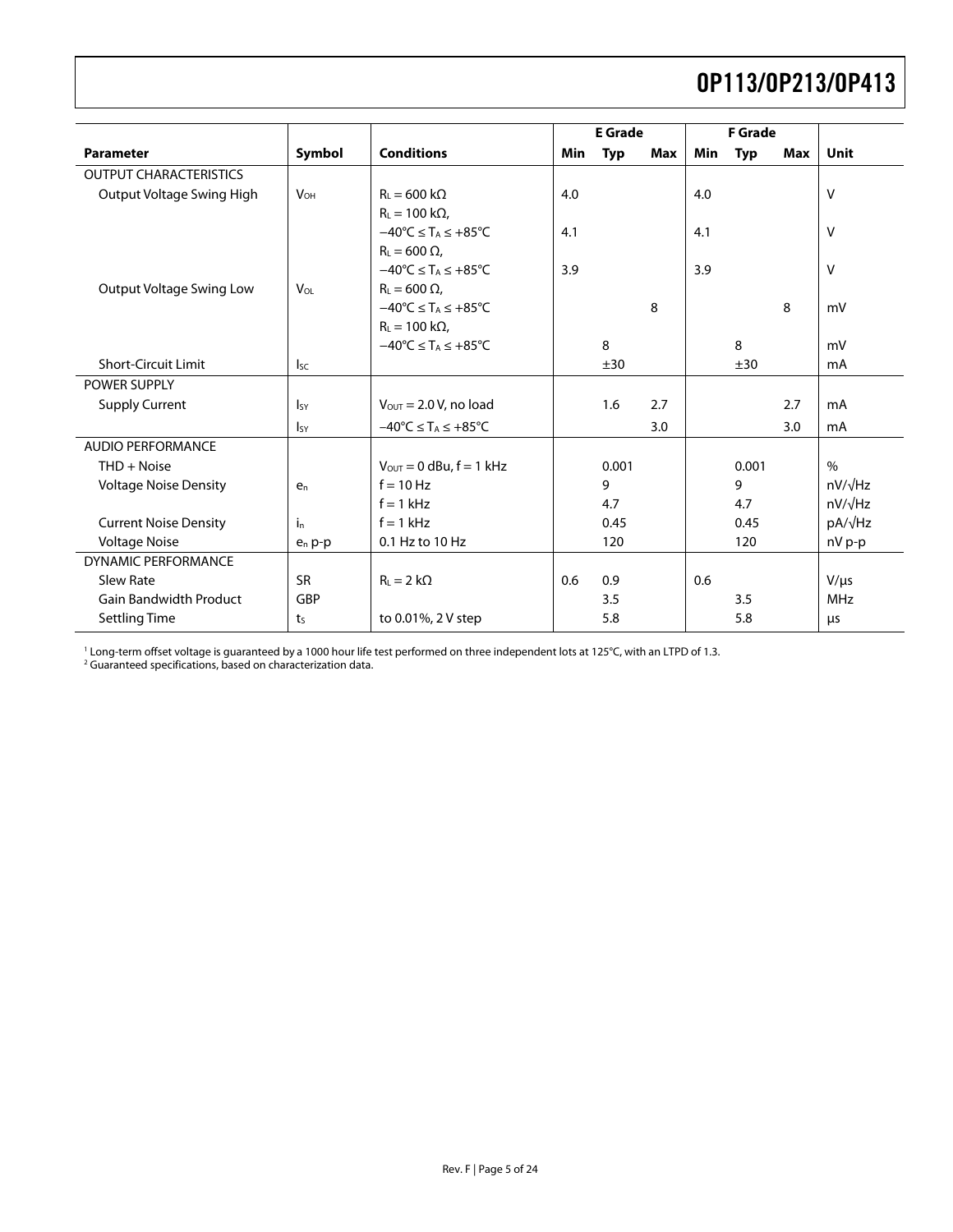| Parameter | Symbol | Conditions | E Grade Min | E Grade Typ | E Grade Max | F Grade Min | F Grade Typ | F Grade Max | Unit |
|---|---|---|---|---|---|---|---|---|---|
| OUTPUT CHARACTERISTICS | | | | | | | | | |
| Output Voltage Swing High | $V_{OH}$ | $R_L$ = 600 kΩ | 4.0 | | | 4.0 | | | V |
| | | $R_L$ = 100 kΩ, −40°C ≤ $T_A$ ≤ +85°C | 4.1 | | | 4.1 | | | V |
| | | $R_L$ = 600 Ω, −40°C ≤ $T_A$ ≤ +85°C | 3.9 | | | 3.9 | | | V |
| Output Voltage Swing Low | $V_{OL}$ | $R_L$ = 600 Ω, −40°C ≤ $T_A$ ≤ +85°C | | | 8 | | | 8 | mV |
| | | $R_L$ = 100 kΩ, −40°C ≤ $T_A$ ≤ +85°C | | 8 | | | 8 | | mV |
| Short-Circuit Limit | $I_{SC}$ | | | ±30 | | | ±30 | | mA |
| POWER SUPPLY | | | | | | | | | |
| Supply Current | $I_{SY}$ | $V_{OUT}$ = 2.0 V, no load | | 1.6 | 2.7 | | | 2.7 | mA |
| | $I_{SY}$ | −40°C ≤ $T_A$ ≤ +85°C | | | 3.0 | | | 3.0 | mA |
| AUDIO PERFORMANCE | | | | | | | | | |
| THD + Noise | | $V_{OUT}$ = 0 dBu, f = 1 kHz | | 0.001 | | | 0.001 | | % |
| Voltage Noise Density | $e_n$ | f = 10 Hz | | 9 | | | 9 | | nV/√Hz |
| | | f = 1 kHz | | 4.7 | | | 4.7 | | nV/√Hz |
| Current Noise Density | $i_n$ | f = 1 kHz | | 0.45 | | | 0.45 | | pA/√Hz |
| Voltage Noise | $e_n$ p-p | 0.1 Hz to 10 Hz | | 120 | | | 120 | | nV p-p |
| DYNAMIC PERFORMANCE | | | | | | | | | |
| Slew Rate | SR | $R_L$ = 2 kΩ | 0.6 | 0.9 | | 0.6 | | | V/μs |
| Gain Bandwidth Product | GBP | | | 3.5 | | | 3.5 | | MHz |
| Settling Time | $t_S$ | to 0.01%, 2 V step | | 5.8 | | | 5.8 | | μs |

[1] Long-term offset voltage is guaranteed by a 1000 hour life test performed on three independent lots at 125°C, with an LTPD of 1.3.
[2] Guaranteed specifications, based on characterization data.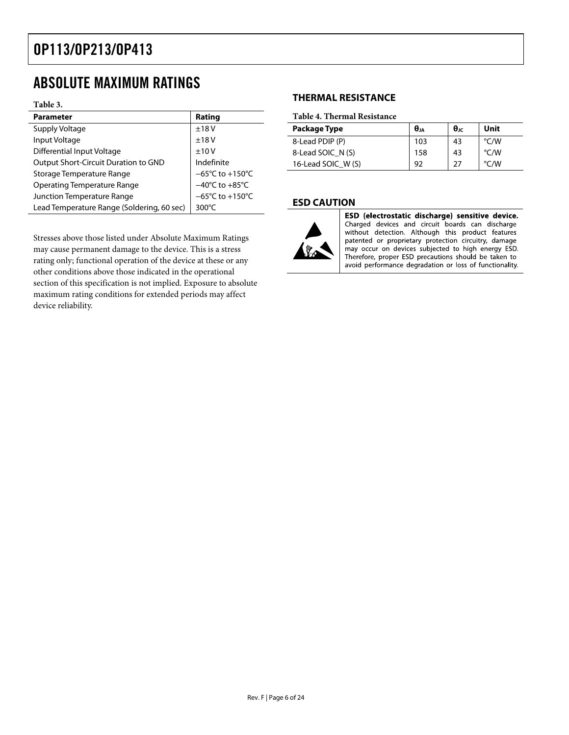# ABSOLUTE MAXIMUM RATINGS

**Table 3.**

| Parameter | Rating |
|---|---|
| Supply Voltage | ±18 V |
| Input Voltage | ±18 V |
| Differential Input Voltage | ±10 V |
| Output Short-Circuit Duration to GND | Indefinite |
| Storage Temperature Range | −65°C to +150°C |
| Operating Temperature Range | −40°C to +85°C |
| Junction Temperature Range | −65°C to +150°C |
| Lead Temperature Range (Soldering, 60 sec) | 300°C |

Stresses above those listed under Absolute Maximum Ratings may cause permanent damage to the device. This is a stress rating only; functional operation of the device at these or any other conditions above those indicated in the operational section of this specification is not implied. Exposure to absolute maximum rating conditions for extended periods may affect device reliability.

## THERMAL RESISTANCE

**Table 4. Thermal Resistance**

| Package Type | $\theta_{JA}$ | $\theta_{JC}$ | Unit |
|---|---|---|---|
| 8-Lead PDIP (P) | 103 | 43 | °C/W |
| 8-Lead SOIC_N (S) | 158 | 43 | °C/W |
| 16-Lead SOIC_W (S) | 92 | 27 | °C/W |

## ESD CAUTION

**ESD (electrostatic discharge) sensitive device.** Charged devices and circuit boards can discharge without detection. Although this product features patented or proprietary protection circuitry, damage may occur on devices subjected to high energy ESD. Therefore, proper ESD precautions should be taken to avoid performance degradation or loss of functionality.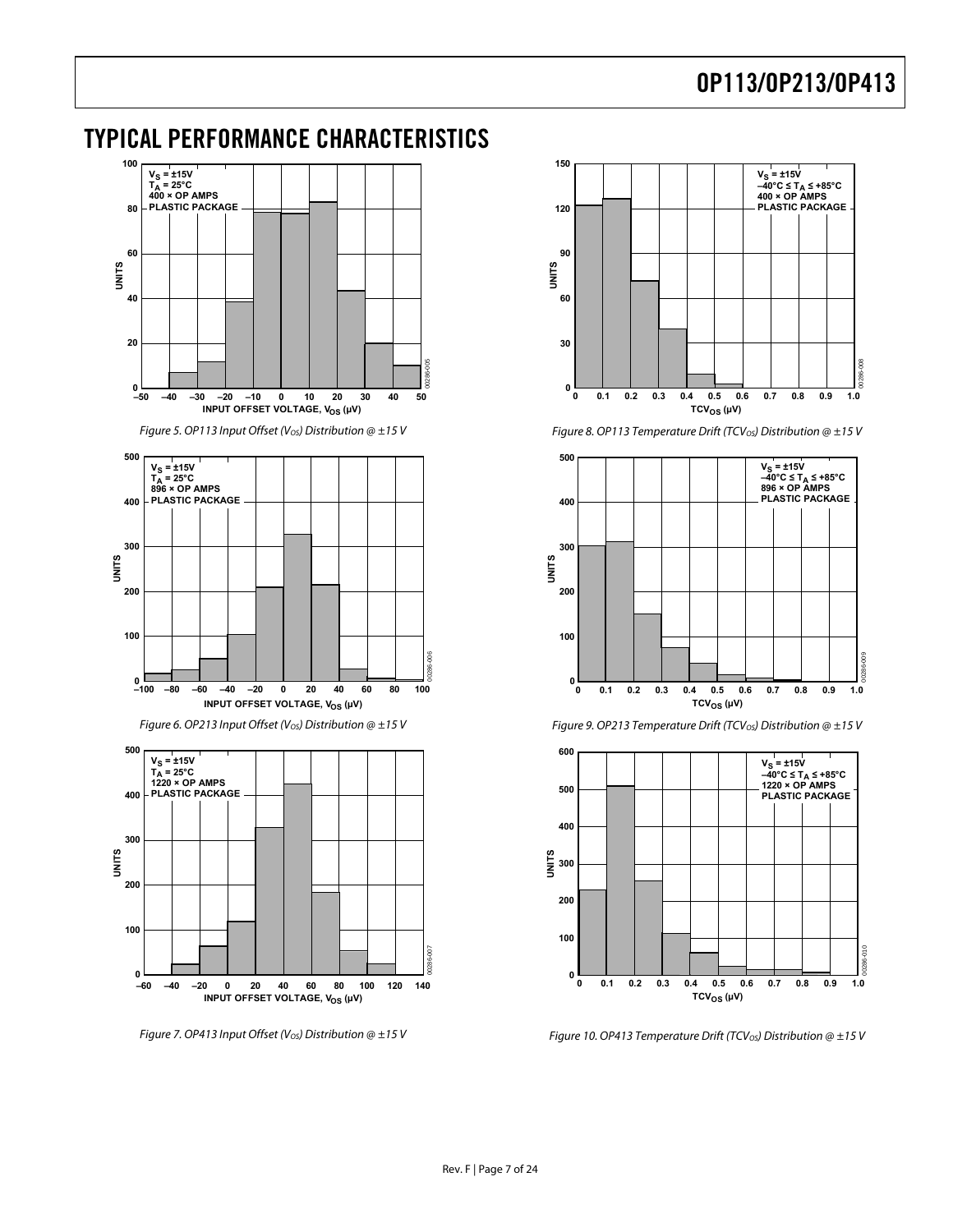## TYPICAL PERFORMANCE CHARACTERISTICS

Figure 5. OP113 Input Offset ($V_{OS}$) Distribution @ ±15 V

Figure 6. OP213 Input Offset ($V_{OS}$) Distribution @ ±15 V

Figure 7. OP413 Input Offset ($V_{OS}$) Distribution @ ±15 V

Figure 8. OP113 Temperature Drift ($TCV_{OS}$) Distribution @ ±15 V

Figure 9. OP213 Temperature Drift ($TCV_{OS}$) Distribution @ ±15 V

Figure 10. OP413 Temperature Drift ($TCV_{OS}$) Distribution @ ±15 V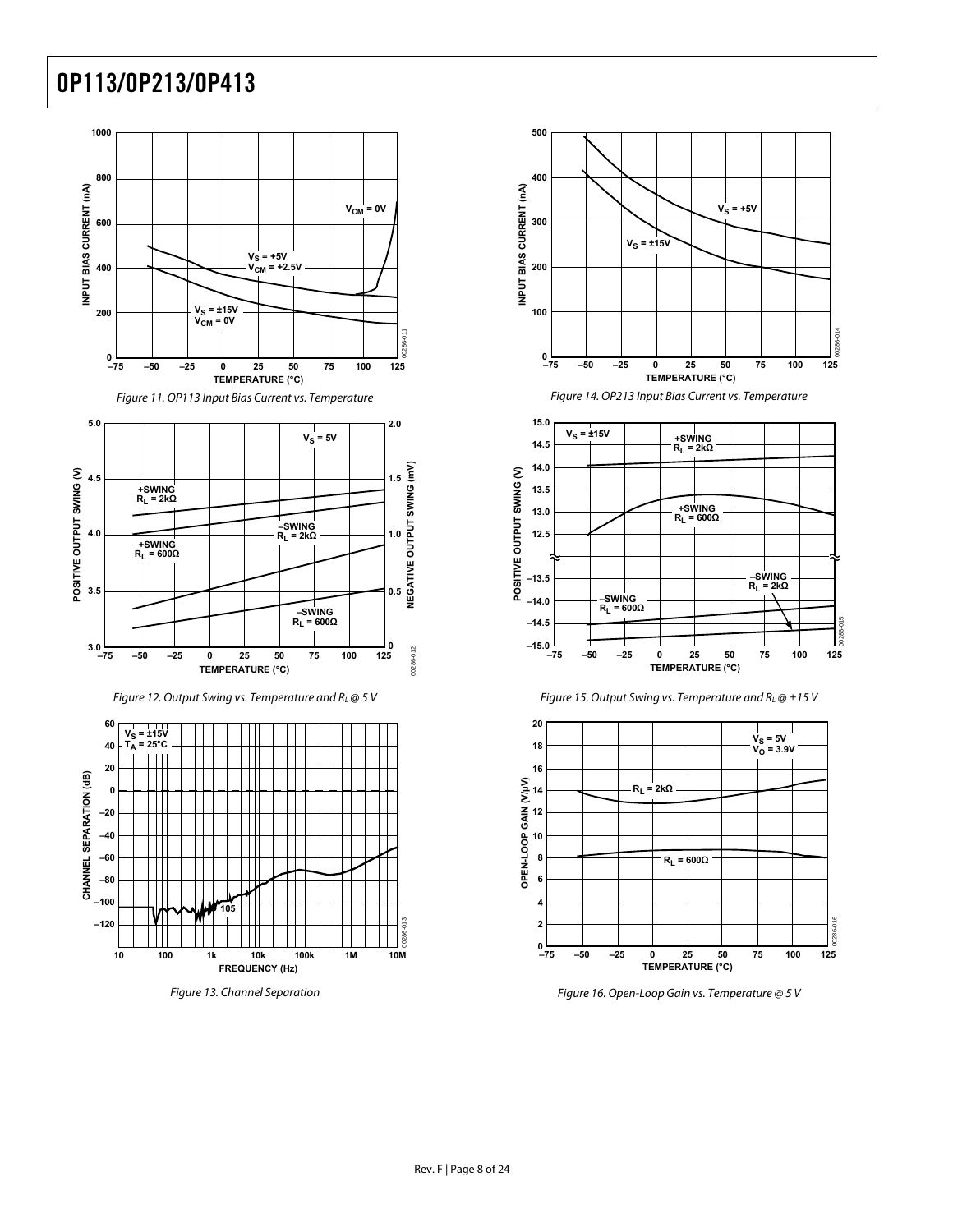Figure 11. OP113 Input Bias Current vs. Temperature

Figure 12. Output Swing vs. Temperature and $R_L$ @ 5 V

Figure 13. Channel Separation

Figure 14. OP213 Input Bias Current vs. Temperature

Figure 15. Output Swing vs. Temperature and $R_L$ @ ±15 V

Figure 16. Open-Loop Gain vs. Temperature @ 5 V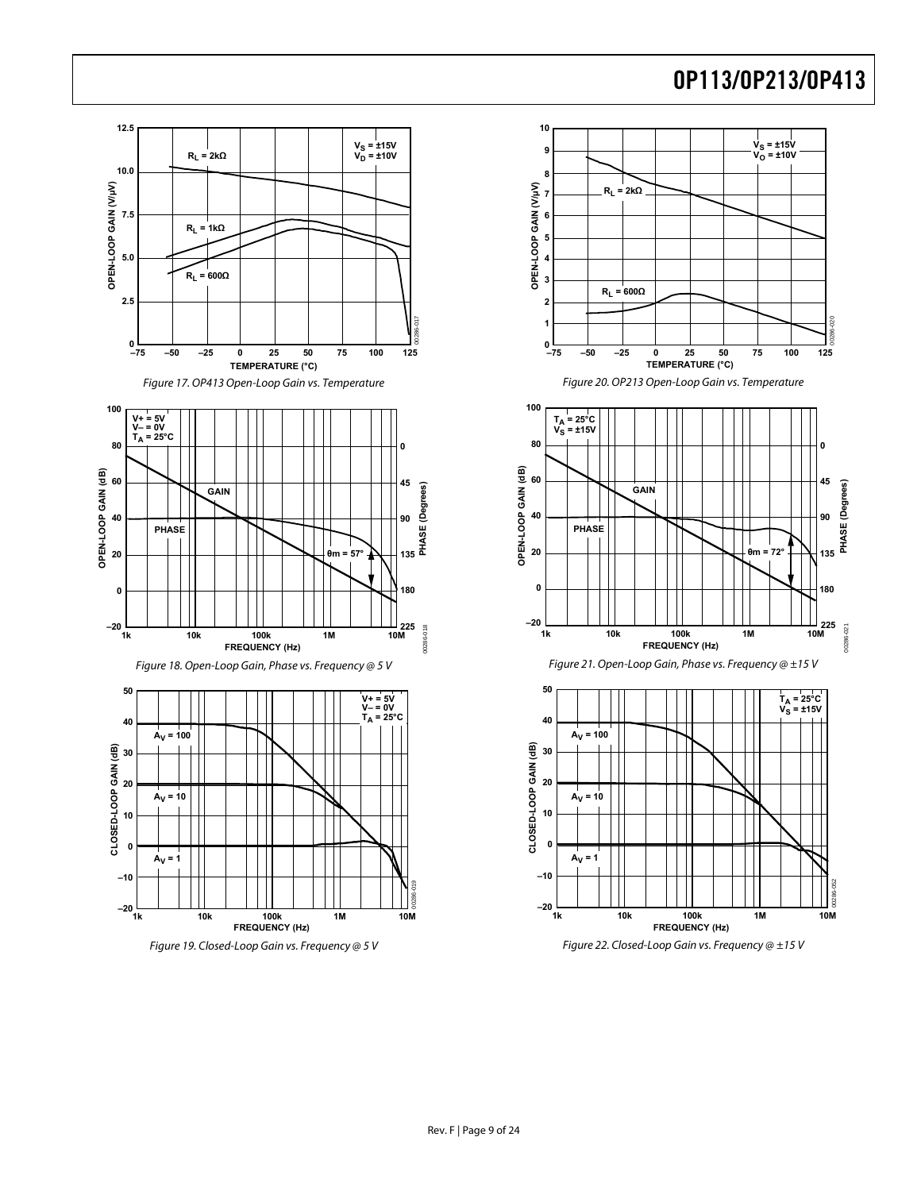Figure 17. OP413 Open-Loop Gain vs. Temperature

Figure 20. OP213 Open-Loop Gain vs. Temperature

Figure 18. Open-Loop Gain, Phase vs. Frequency @ 5 V

Figure 21. Open-Loop Gain, Phase vs. Frequency @ ±15 V

Figure 19. Closed-Loop Gain vs. Frequency @ 5 V

Figure 22. Closed-Loop Gain vs. Frequency @ ±15 V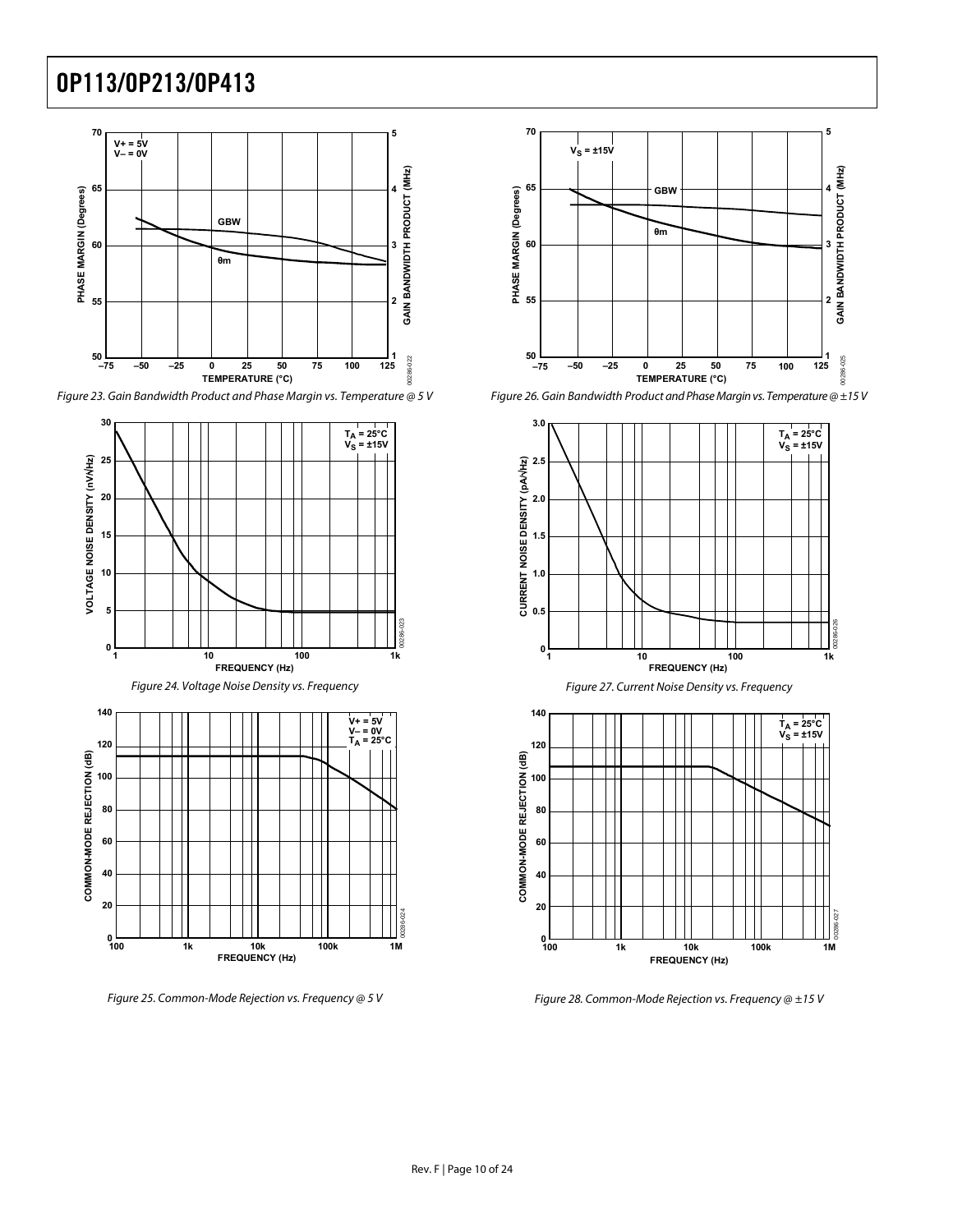Figure 23. Gain Bandwidth Product and Phase Margin vs. Temperature @ 5 V

Figure 24. Voltage Noise Density vs. Frequency

Figure 25. Common-Mode Rejection vs. Frequency @ 5 V

Figure 26. Gain Bandwidth Product and Phase Margin vs. Temperature @ ±15 V

Figure 27. Current Noise Density vs. Frequency

Figure 28. Common-Mode Rejection vs. Frequency @ ±15 V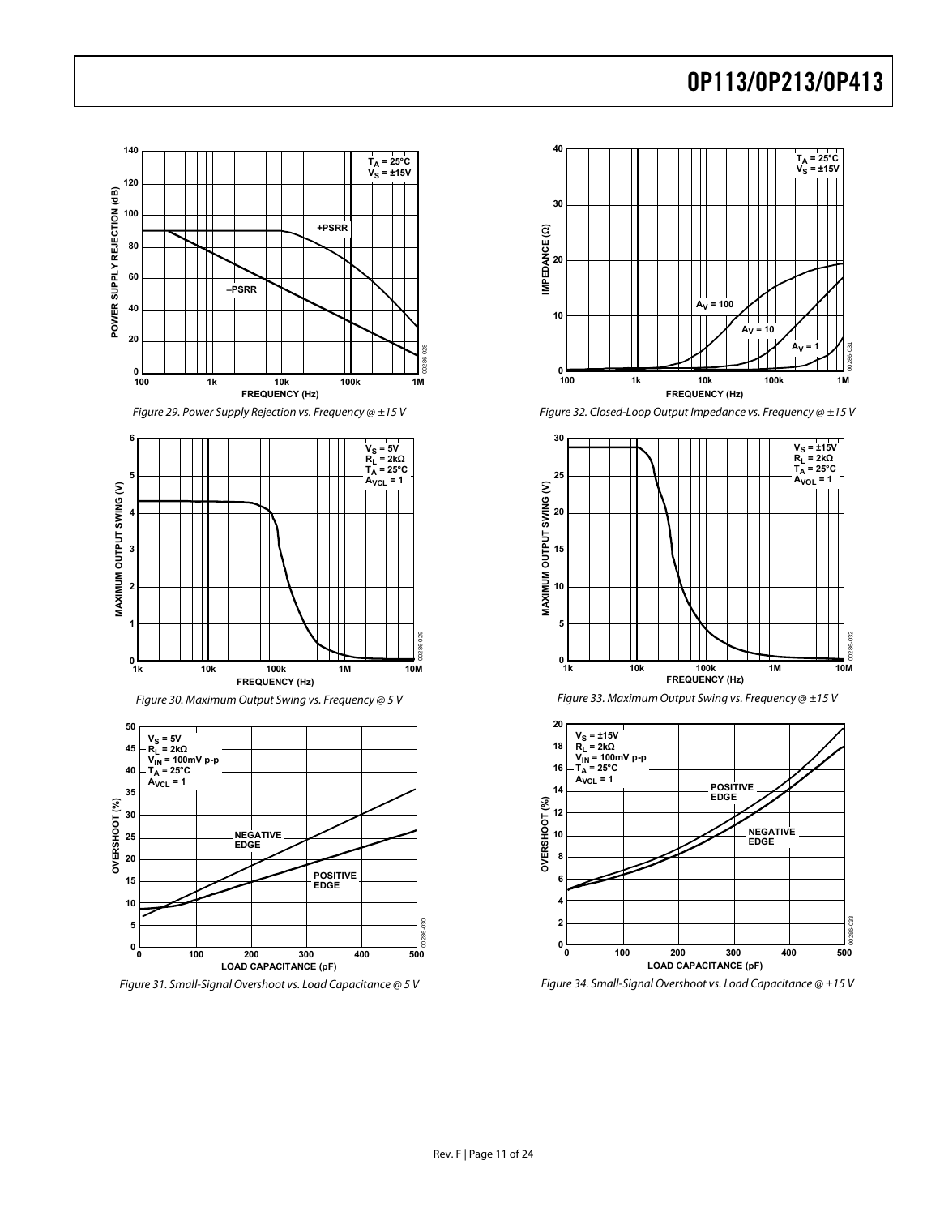Figure 29. Power Supply Rejection vs. Frequency @ ±15 V

Figure 30. Maximum Output Swing vs. Frequency @ 5 V

Figure 31. Small-Signal Overshoot vs. Load Capacitance @ 5 V

Figure 32. Closed-Loop Output Impedance vs. Frequency @ ±15 V

Figure 33. Maximum Output Swing vs. Frequency @ ±15 V

Figure 34. Small-Signal Overshoot vs. Load Capacitance @ ±15 V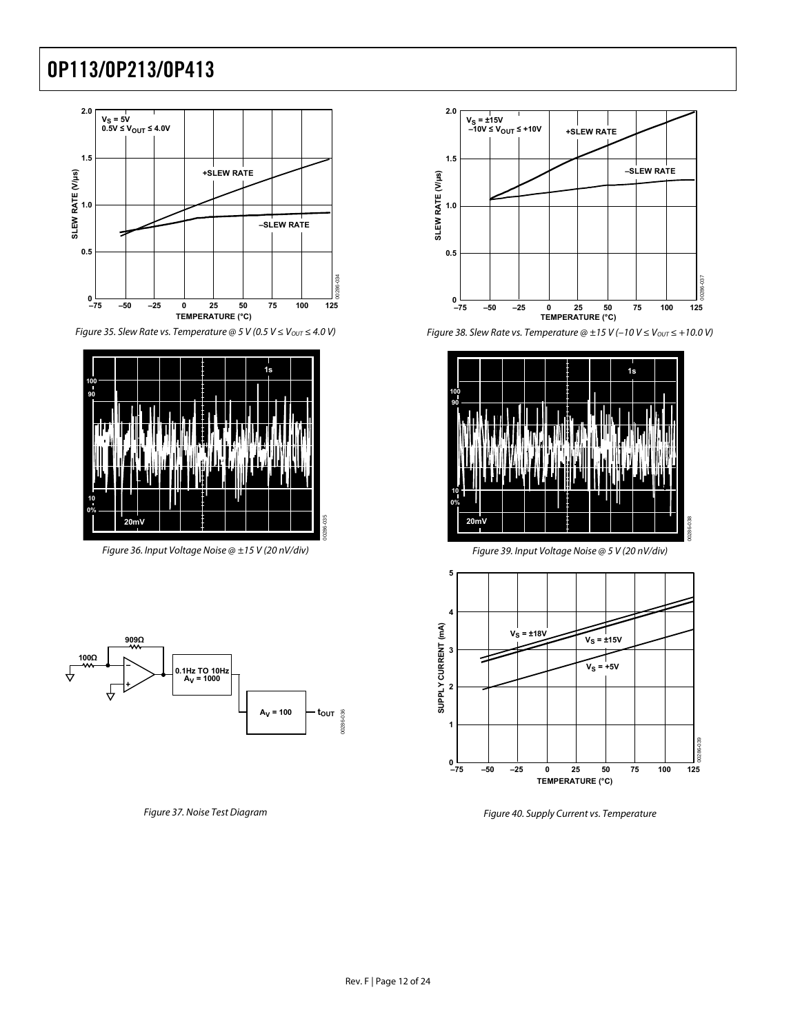Figure 35. Slew Rate vs. Temperature @ 5 V (0.5 V ≤ $V_{OUT}$ ≤ 4.0 V)

Figure 36. Input Voltage Noise @ ±15 V (20 nV/div)

Figure 37. Noise Test Diagram

Figure 38. Slew Rate vs. Temperature @ ±15 V (−10 V ≤ $V_{OUT}$ ≤ +10.0 V)

Figure 39. Input Voltage Noise @ 5 V (20 nV/div)

Figure 40. Supply Current vs. Temperature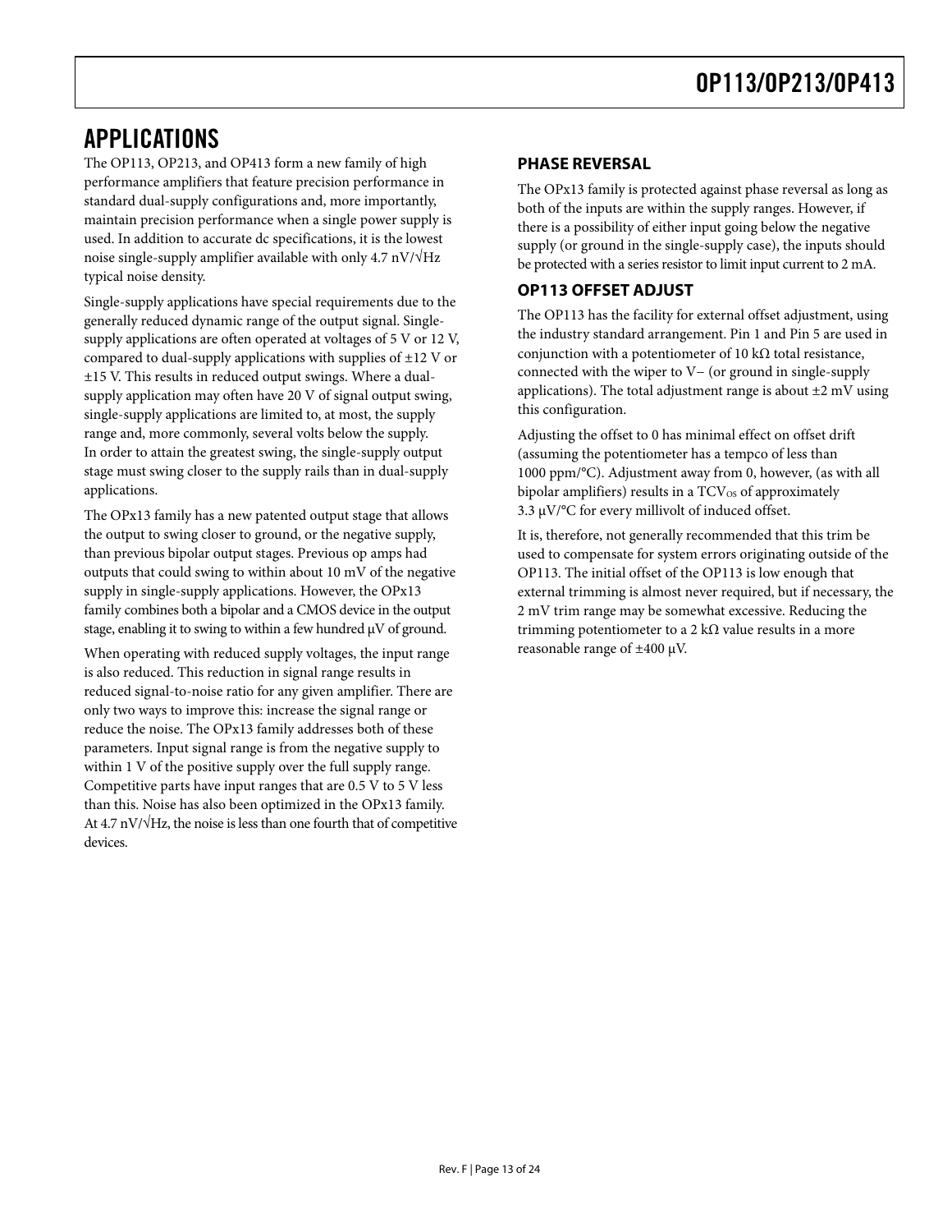## APPLICATIONS

The OP113, OP213, and OP413 form a new family of high performance amplifiers that feature precision performance in standard dual-supply configurations and, more importantly, maintain precision performance when a single power supply is used. In addition to accurate dc specifications, it is the lowest noise single-supply amplifier available with only 4.7 nV/√Hz typical noise density.

Single-supply applications have special requirements due to the generally reduced dynamic range of the output signal. Single-supply applications are often operated at voltages of 5 V or 12 V, compared to dual-supply applications with supplies of ±12 V or ±15 V. This results in reduced output swings. Where a dual-supply application may often have 20 V of signal output swing, single-supply applications are limited to, at most, the supply range and, more commonly, several volts below the supply. In order to attain the greatest swing, the single-supply output stage must swing closer to the supply rails than in dual-supply applications.

The OPx13 family has a new patented output stage that allows the output to swing closer to ground, or the negative supply, than previous bipolar output stages. Previous op amps had outputs that could swing to within about 10 mV of the negative supply in single-supply applications. However, the OPx13 family combines both a bipolar and a CMOS device in the output stage, enabling it to swing to within a few hundred μV of ground.

When operating with reduced supply voltages, the input range is also reduced. This reduction in signal range results in reduced signal-to-noise ratio for any given amplifier. There are only two ways to improve this: increase the signal range or reduce the noise. The OPx13 family addresses both of these parameters. Input signal range is from the negative supply to within 1 V of the positive supply over the full supply range. Competitive parts have input ranges that are 0.5 V to 5 V less than this. Noise has also been optimized in the OPx13 family. At 4.7 nV/√Hz, the noise is less than one fourth that of competitive devices.

### PHASE REVERSAL

The OPx13 family is protected against phase reversal as long as both of the inputs are within the supply ranges. However, if there is a possibility of either input going below the negative supply (or ground in the single-supply case), the inputs should be protected with a series resistor to limit input current to 2 mA.

### OP113 OFFSET ADJUST

The OP113 has the facility for external offset adjustment, using the industry standard arrangement. Pin 1 and Pin 5 are used in conjunction with a potentiometer of 10 kΩ total resistance, connected with the wiper to V− (or ground in single-supply applications). The total adjustment range is about ±2 mV using this configuration.

Adjusting the offset to 0 has minimal effect on offset drift (assuming the potentiometer has a tempco of less than 1000 ppm/°C). Adjustment away from 0, however, (as with all bipolar amplifiers) results in a $TCV_{OS}$ of approximately 3.3 μV/°C for every millivolt of induced offset.

It is, therefore, not generally recommended that this trim be used to compensate for system errors originating outside of the OP113. The initial offset of the OP113 is low enough that external trimming is almost never required, but if necessary, the 2 mV trim range may be somewhat excessive. Reducing the trimming potentiometer to a 2 kΩ value results in a more reasonable range of ±400 μV.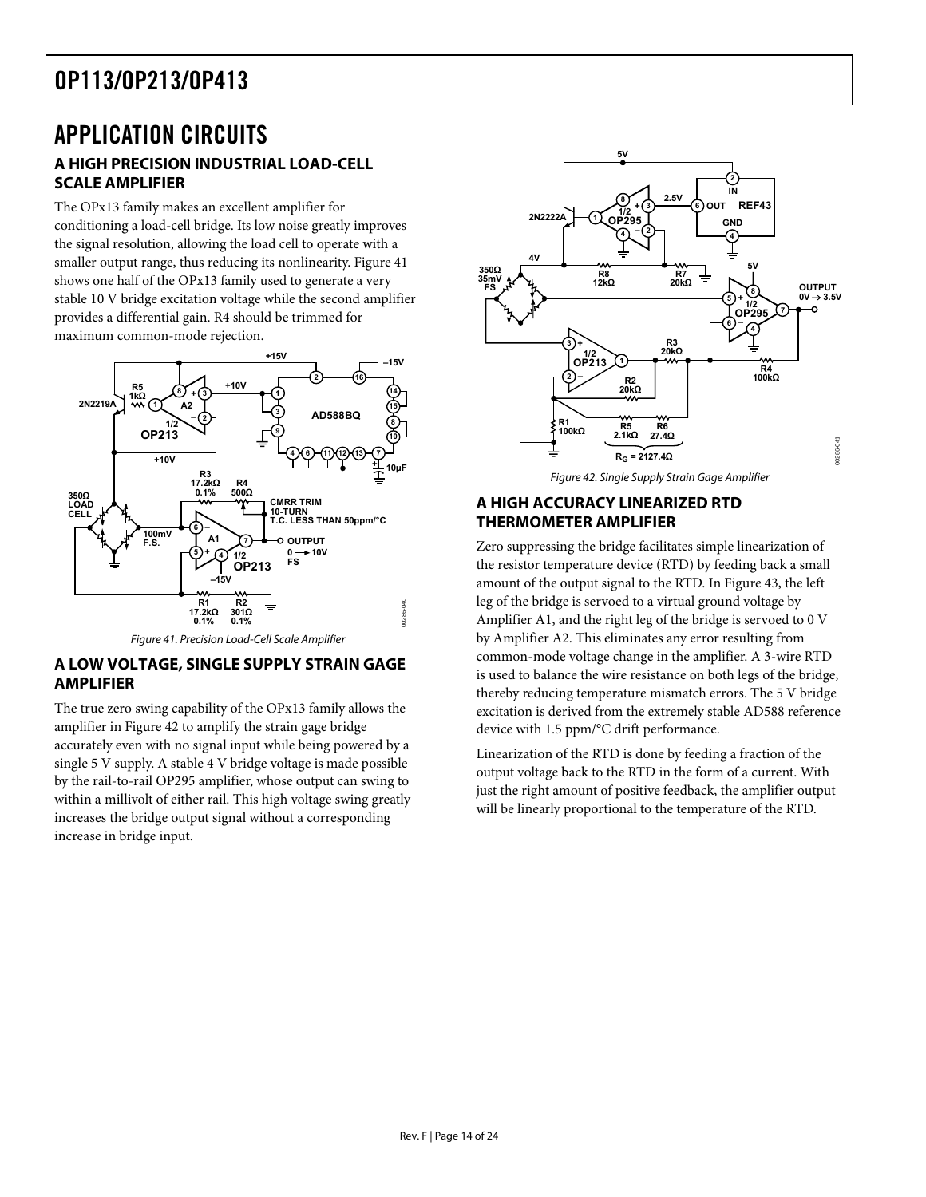# APPLICATION CIRCUITS

## A HIGH PRECISION INDUSTRIAL LOAD-CELL SCALE AMPLIFIER

The OPx13 family makes an excellent amplifier for conditioning a load-cell bridge. Its low noise greatly improves the signal resolution, allowing the load cell to operate with a smaller output range, thus reducing its nonlinearity. Figure 41 shows one half of the OPx13 family used to generate a very stable 10 V bridge excitation voltage while the second amplifier provides a differential gain. R4 should be trimmed for maximum common-mode rejection.

*Figure 41. Precision Load-Cell Scale Amplifier*

## A LOW VOLTAGE, SINGLE SUPPLY STRAIN GAGE AMPLIFIER

The true zero swing capability of the OPx13 family allows the amplifier in Figure 42 to amplify the strain gage bridge accurately even with no signal input while being powered by a single 5 V supply. A stable 4 V bridge voltage is made possible by the rail-to-rail OP295 amplifier, whose output can swing to within a millivolt of either rail. This high voltage swing greatly increases the bridge output signal without a corresponding increase in bridge input.

*Figure 42. Single Supply Strain Gage Amplifier*

## A HIGH ACCURACY LINEARIZED RTD THERMOMETER AMPLIFIER

Zero suppressing the bridge facilitates simple linearization of the resistor temperature device (RTD) by feeding back a small amount of the output signal to the RTD. In Figure 43, the left leg of the bridge is servoed to a virtual ground voltage by Amplifier A1, and the right leg of the bridge is servoed to 0 V by Amplifier A2. This eliminates any error resulting from common-mode voltage change in the amplifier. A 3-wire RTD is used to balance the wire resistance on both legs of the bridge, thereby reducing temperature mismatch errors. The 5 V bridge excitation is derived from the extremely stable AD588 reference device with 1.5 ppm/°C drift performance.

Linearization of the RTD is done by feeding a fraction of the output voltage back to the RTD in the form of a current. With just the right amount of positive feedback, the amplifier output will be linearly proportional to the temperature of the RTD.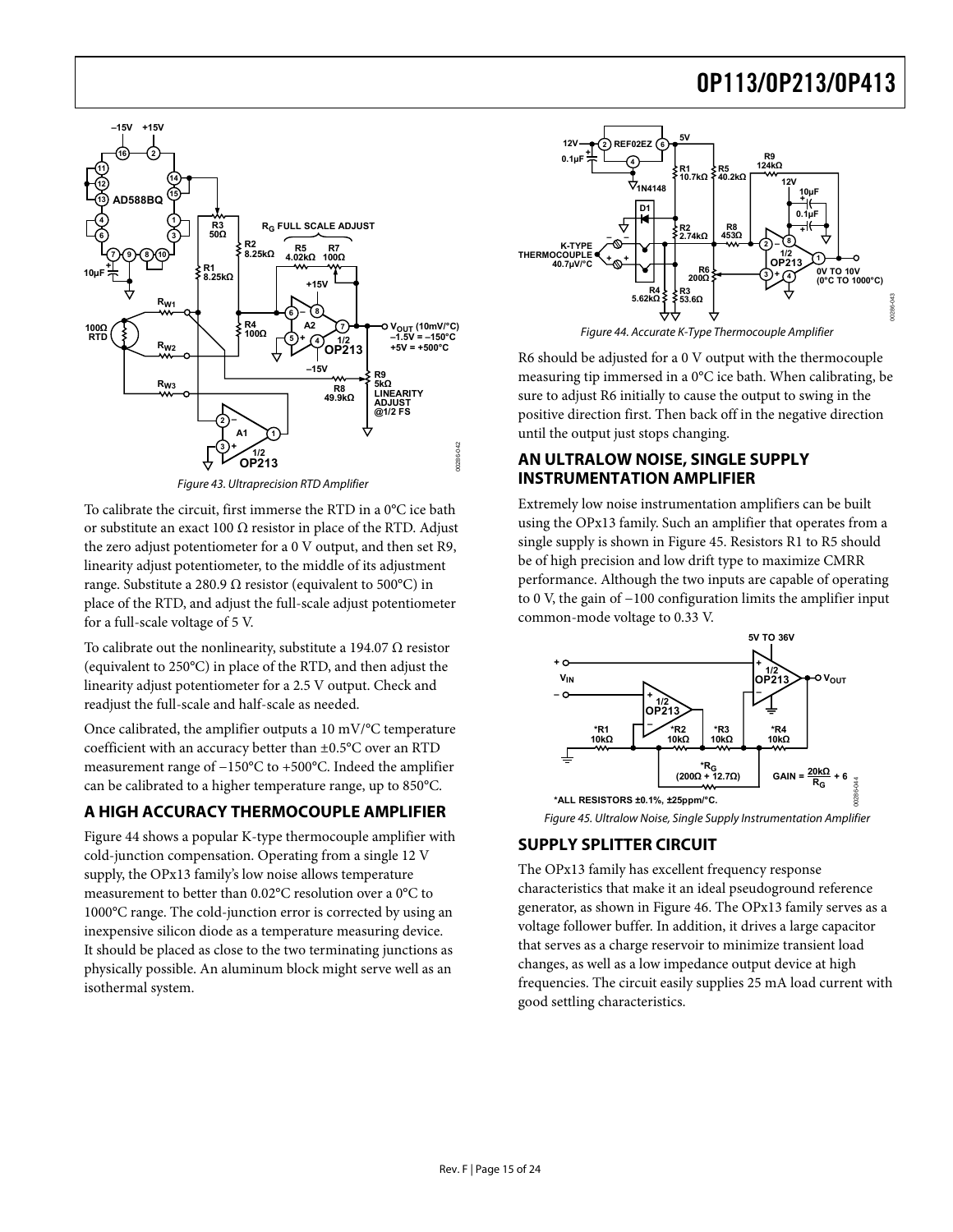Figure 43. Ultraprecision RTD Amplifier

To calibrate the circuit, first immerse the RTD in a 0°C ice bath or substitute an exact 100 Ω resistor in place of the RTD. Adjust the zero adjust potentiometer for a 0 V output, and then set R9, linearity adjust potentiometer, to the middle of its adjustment range. Substitute a 280.9 Ω resistor (equivalent to 500°C) in place of the RTD, and adjust the full-scale adjust potentiometer for a full-scale voltage of 5 V.

To calibrate out the nonlinearity, substitute a 194.07 Ω resistor (equivalent to 250°C) in place of the RTD, and then adjust the linearity adjust potentiometer for a 2.5 V output. Check and readjust the full-scale and half-scale as needed.

Once calibrated, the amplifier outputs a 10 mV/°C temperature coefficient with an accuracy better than ±0.5°C over an RTD measurement range of −150°C to +500°C. Indeed the amplifier can be calibrated to a higher temperature range, up to 850°C.

## A HIGH ACCURACY THERMOCOUPLE AMPLIFIER

Figure 44 shows a popular K-type thermocouple amplifier with cold-junction compensation. Operating from a single 12 V supply, the OPx13 family's low noise allows temperature measurement to better than 0.02°C resolution over a 0°C to 1000°C range. The cold-junction error is corrected by using an inexpensive silicon diode as a temperature measuring device. It should be placed as close to the two terminating junctions as physically possible. An aluminum block might serve well as an isothermal system.

Figure 44. Accurate K-Type Thermocouple Amplifier

R6 should be adjusted for a 0 V output with the thermocouple measuring tip immersed in a 0°C ice bath. When calibrating, be sure to adjust R6 initially to cause the output to swing in the positive direction first. Then back off in the negative direction until the output just stops changing.

## AN ULTRALOW NOISE, SINGLE SUPPLY INSTRUMENTATION AMPLIFIER

Extremely low noise instrumentation amplifiers can be built using the OPx13 family. Such an amplifier that operates from a single supply is shown in Figure 45. Resistors R1 to R5 should be of high precision and low drift type to maximize CMRR performance. Although the two inputs are capable of operating to 0 V, the gain of −100 configuration limits the amplifier input common-mode voltage to 0.33 V.

Figure 45. Ultralow Noise, Single Supply Instrumentation Amplifier

## SUPPLY SPLITTER CIRCUIT

The OPx13 family has excellent frequency response characteristics that make it an ideal pseudoground reference generator, as shown in Figure 46. The OPx13 family serves as a voltage follower buffer. In addition, it drives a large capacitor that serves as a charge reservoir to minimize transient load changes, as well as a low impedance output device at high frequencies. The circuit easily supplies 25 mA load current with good settling characteristics.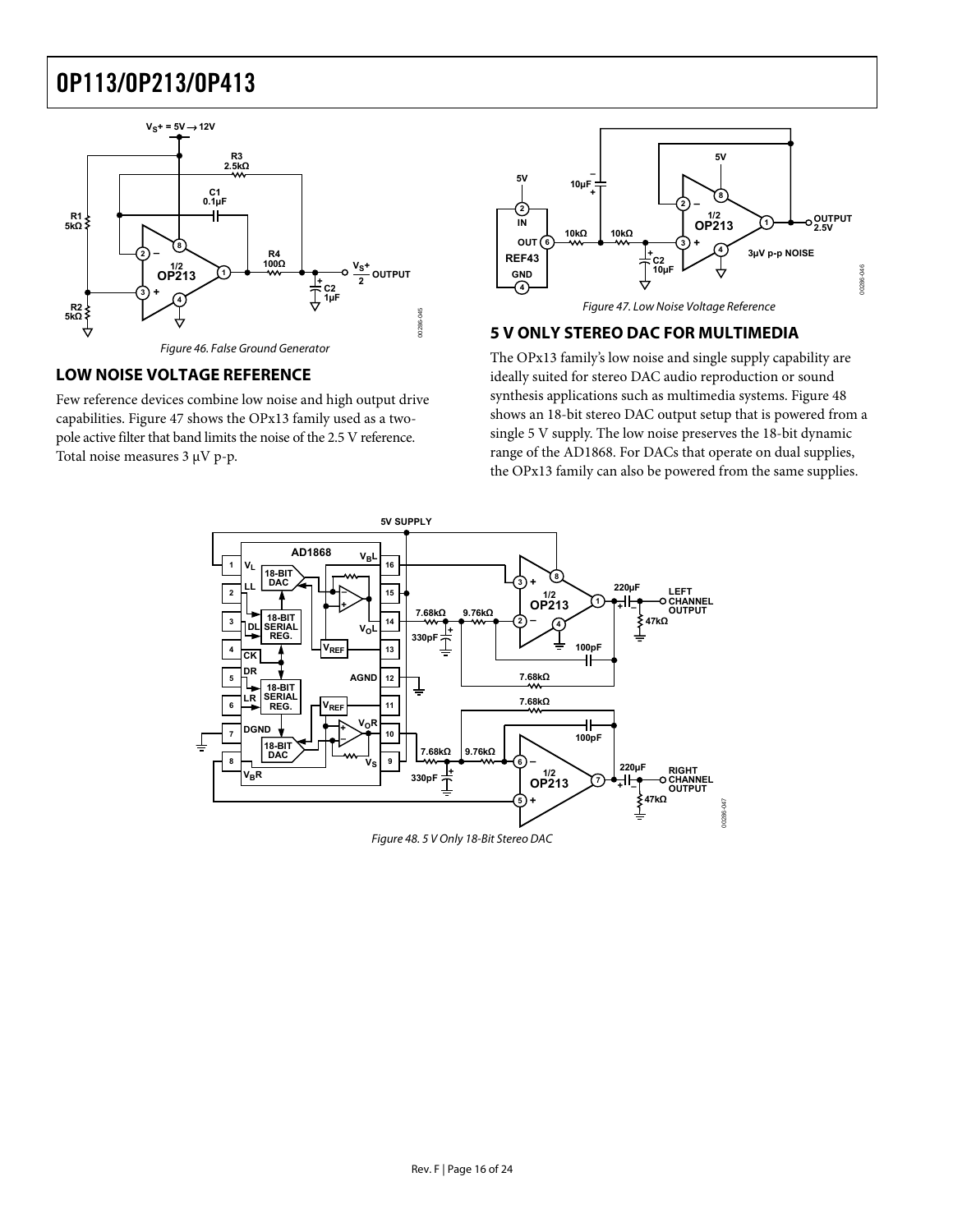Figure 46. False Ground Generator

## LOW NOISE VOLTAGE REFERENCE

Few reference devices combine low noise and high output drive capabilities. Figure 47 shows the OPx13 family used as a two-pole active filter that band limits the noise of the 2.5 V reference. Total noise measures 3 μV p-p.

Figure 47. Low Noise Voltage Reference

## 5 V ONLY STEREO DAC FOR MULTIMEDIA

The OPx13 family's low noise and single supply capability are ideally suited for stereo DAC audio reproduction or sound synthesis applications such as multimedia systems. Figure 48 shows an 18-bit stereo DAC output setup that is powered from a single 5 V supply. The low noise preserves the 18-bit dynamic range of the AD1868. For DACs that operate on dual supplies, the OPx13 family can also be powered from the same supplies.

Figure 48. 5 V Only 18-Bit Stereo DAC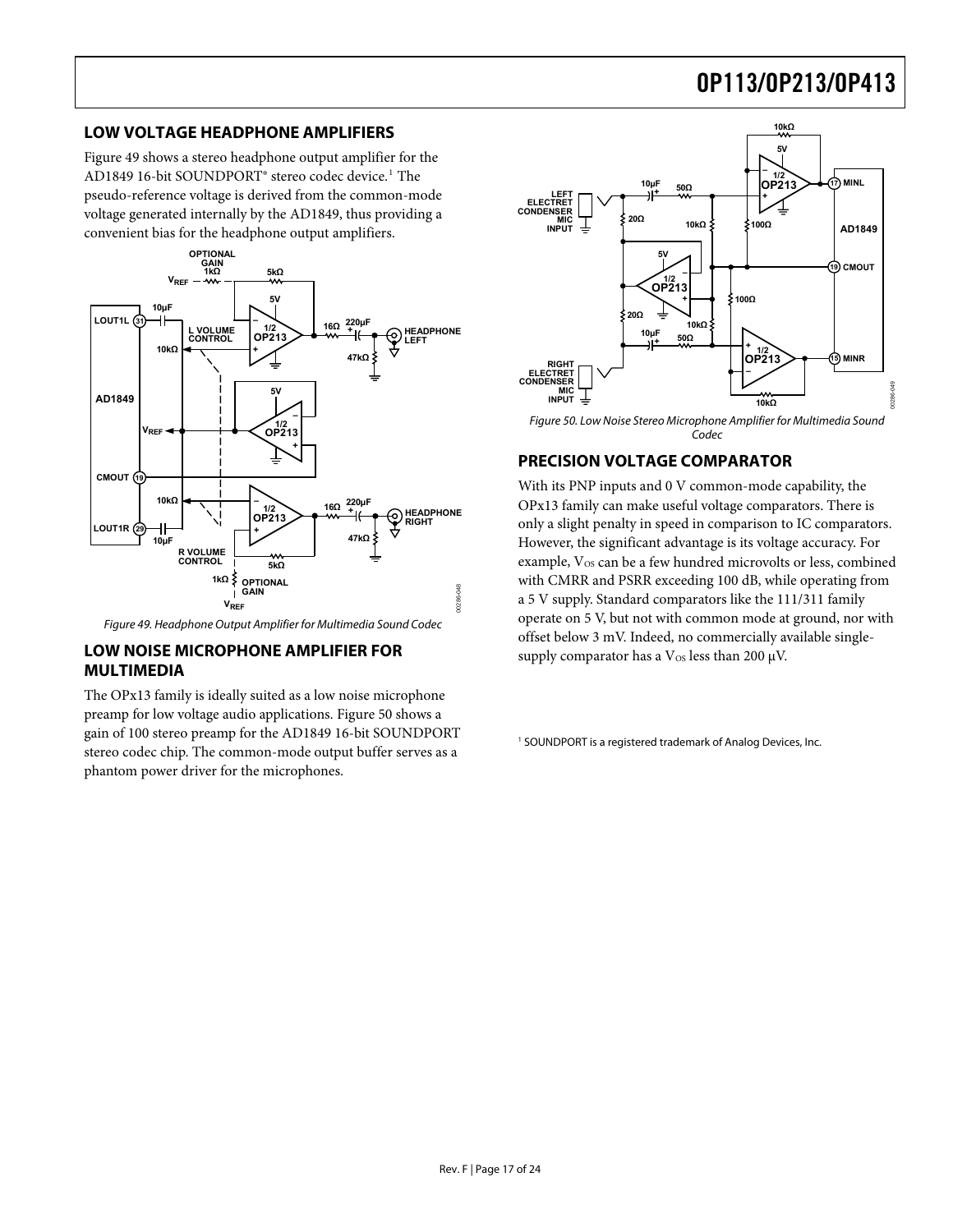## LOW VOLTAGE HEADPHONE AMPLIFIERS

Figure 49 shows a stereo headphone output amplifier for the AD1849 16-bit SOUNDPORT® stereo codec device.[1] The pseudo-reference voltage is derived from the common-mode voltage generated internally by the AD1849, thus providing a convenient bias for the headphone output amplifiers.

*Figure 49. Headphone Output Amplifier for Multimedia Sound Codec*

## LOW NOISE MICROPHONE AMPLIFIER FOR MULTIMEDIA

The OPx13 family is ideally suited as a low noise microphone preamp for low voltage audio applications. Figure 50 shows a gain of 100 stereo preamp for the AD1849 16-bit SOUNDPORT stereo codec chip. The common-mode output buffer serves as a phantom power driver for the microphones.

*Figure 50. Low Noise Stereo Microphone Amplifier for Multimedia Sound Codec*

## PRECISION VOLTAGE COMPARATOR

With its PNP inputs and 0 V common-mode capability, the OPx13 family can make useful voltage comparators. There is only a slight penalty in speed in comparison to IC comparators. However, the significant advantage is its voltage accuracy. For example, $V_{OS}$ can be a few hundred microvolts or less, combined with CMRR and PSRR exceeding 100 dB, while operating from a 5 V supply. Standard comparators like the 111/311 family operate on 5 V, but not with common mode at ground, nor with offset below 3 mV. Indeed, no commercially available single-supply comparator has a $V_{OS}$ less than 200 μV.

[1] SOUNDPORT is a registered trademark of Analog Devices, Inc.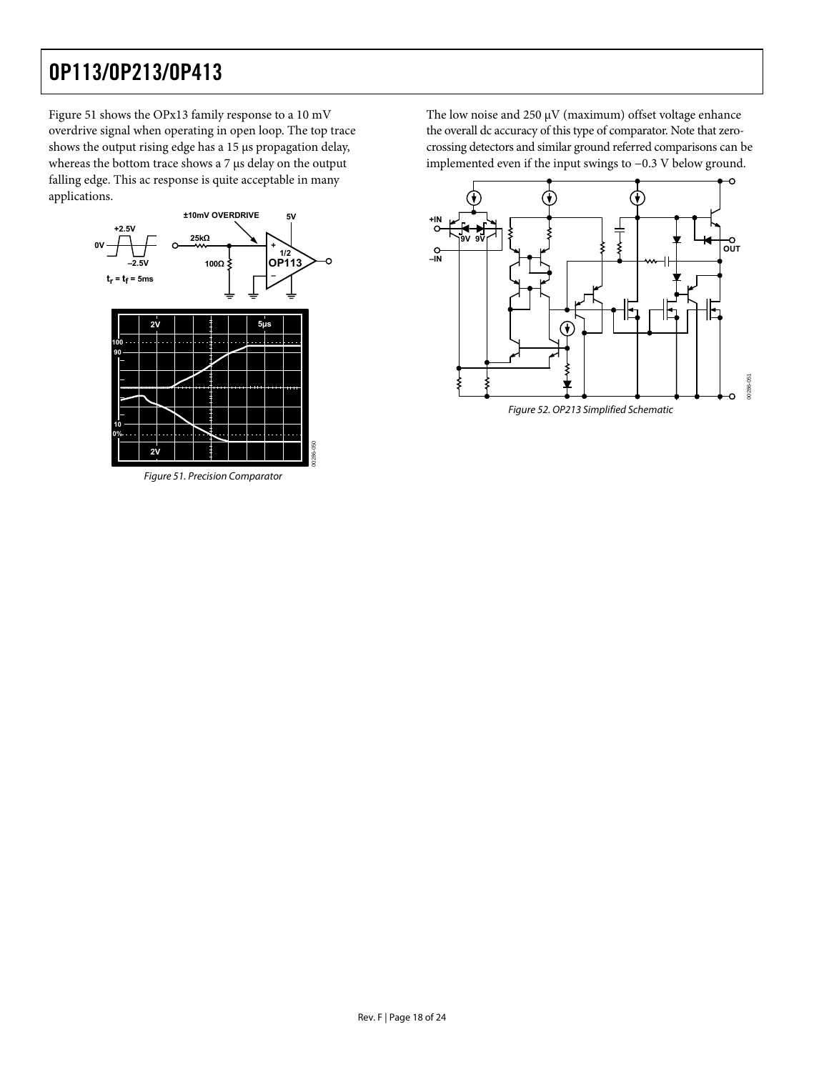Figure 51 shows the OPx13 family response to a 10 mV overdrive signal when operating in open loop. The top trace shows the output rising edge has a 15 µs propagation delay, whereas the bottom trace shows a 7 µs delay on the output falling edge. This ac response is quite acceptable in many applications.

*Figure 51. Precision Comparator*

The low noise and 250 µV (maximum) offset voltage enhance the overall dc accuracy of this type of comparator. Note that zero-crossing detectors and similar ground referred comparisons can be implemented even if the input swings to −0.3 V below ground.

*Figure 52. OP213 Simplified Schematic*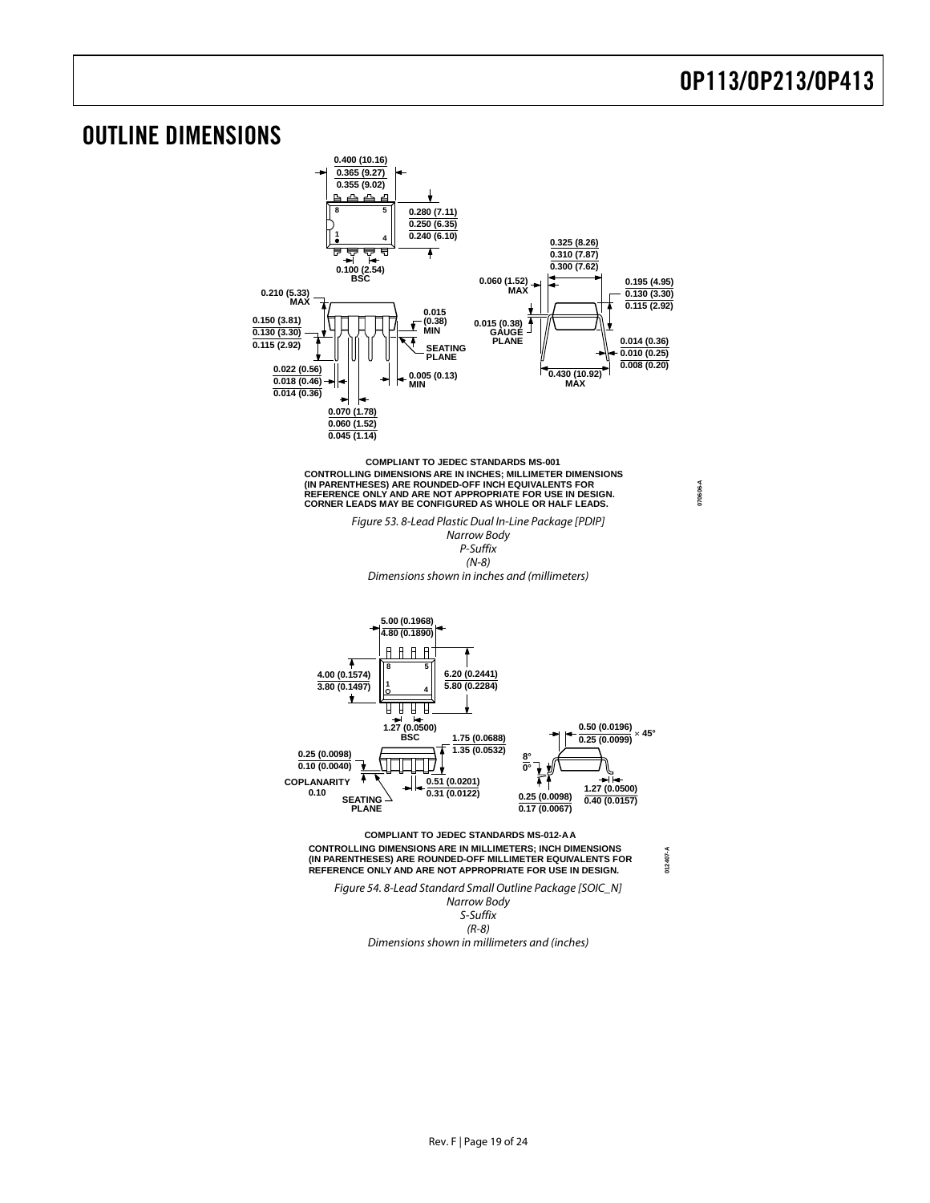# OUTLINE DIMENSIONS

COMPLIANT TO JEDEC STANDARDS MS-001

CONTROLLING DIMENSIONS ARE IN INCHES; MILLIMETER DIMENSIONS (IN PARENTHESES) ARE ROUNDED-OFF INCH EQUIVALENTS FOR REFERENCE ONLY AND ARE NOT APPROPRIATE FOR USE IN DESIGN. CORNER LEADS MAY BE CONFIGURED AS WHOLE OR HALF LEADS.

*Figure 53. 8-Lead Plastic Dual In-Line Package [PDIP]*
*Narrow Body*
*P-Suffix*
*(N-8)*
*Dimensions shown in inches and (millimeters)*

COMPLIANT TO JEDEC STANDARDS MS-012-AA

CONTROLLING DIMENSIONS ARE IN MILLIMETERS; INCH DIMENSIONS (IN PARENTHESES) ARE ROUNDED-OFF MILLIMETER EQUIVALENTS FOR REFERENCE ONLY AND ARE NOT APPROPRIATE FOR USE IN DESIGN.

*Figure 54. 8-Lead Standard Small Outline Package [SOIC_N]*
*Narrow Body*
*S-Suffix*
*(R-8)*
*Dimensions shown in millimeters and (inches)*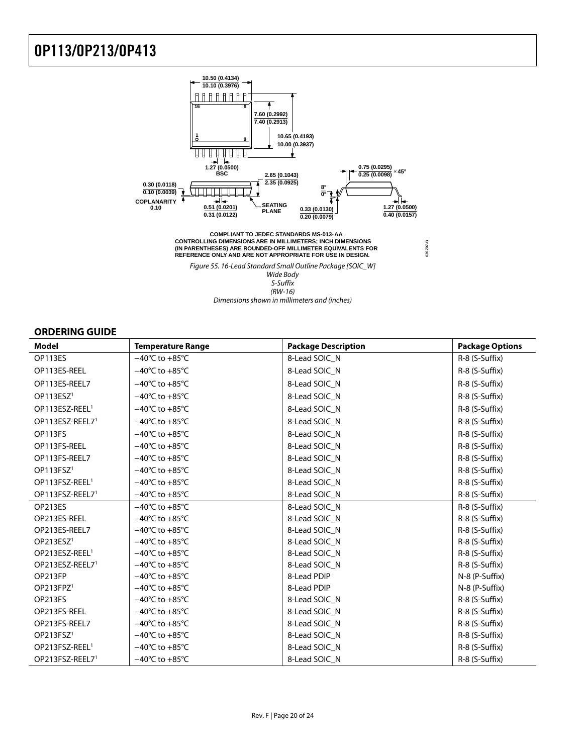COMPLIANT TO JEDEC STANDARDS MS-013-AA
CONTROLLING DIMENSIONS ARE IN MILLIMETERS; INCH DIMENSIONS (IN PARENTHESES) ARE ROUNDED-OFF MILLIMETER EQUIVALENTS FOR REFERENCE ONLY AND ARE NOT APPROPRIATE FOR USE IN DESIGN.

*Figure 55. 16-Lead Standard Small Outline Package [SOIC_W] Wide Body S-Suffix (RW-16) Dimensions shown in millimeters and (inches)*

## ORDERING GUIDE

| Model | Temperature Range | Package Description | Package Options |
|---|---|---|---|
| OP113ES | −40°C to +85°C | 8-Lead SOIC_N | R-8 (S-Suffix) |
| OP113ES-REEL | −40°C to +85°C | 8-Lead SOIC_N | R-8 (S-Suffix) |
| OP113ES-REEL7 | −40°C to +85°C | 8-Lead SOIC_N | R-8 (S-Suffix) |
| OP113ESZ[1] | −40°C to +85°C | 8-Lead SOIC_N | R-8 (S-Suffix) |
| OP113ESZ-REEL[1] | −40°C to +85°C | 8-Lead SOIC_N | R-8 (S-Suffix) |
| OP113ESZ-REEL7[1] | −40°C to +85°C | 8-Lead SOIC_N | R-8 (S-Suffix) |
| OP113FS | −40°C to +85°C | 8-Lead SOIC_N | R-8 (S-Suffix) |
| OP113FS-REEL | −40°C to +85°C | 8-Lead SOIC_N | R-8 (S-Suffix) |
| OP113FS-REEL7 | −40°C to +85°C | 8-Lead SOIC_N | R-8 (S-Suffix) |
| OP113FSZ[1] | −40°C to +85°C | 8-Lead SOIC_N | R-8 (S-Suffix) |
| OP113FSZ-REEL[1] | −40°C to +85°C | 8-Lead SOIC_N | R-8 (S-Suffix) |
| OP113FSZ-REEL7[1] | −40°C to +85°C | 8-Lead SOIC_N | R-8 (S-Suffix) |
| OP213ES | −40°C to +85°C | 8-Lead SOIC_N | R-8 (S-Suffix) |
| OP213ES-REEL | −40°C to +85°C | 8-Lead SOIC_N | R-8 (S-Suffix) |
| OP213ES-REEL7 | −40°C to +85°C | 8-Lead SOIC_N | R-8 (S-Suffix) |
| OP213ESZ[1] | −40°C to +85°C | 8-Lead SOIC_N | R-8 (S-Suffix) |
| OP213ESZ-REEL[1] | −40°C to +85°C | 8-Lead SOIC_N | R-8 (S-Suffix) |
| OP213ESZ-REEL7[1] | −40°C to +85°C | 8-Lead SOIC_N | R-8 (S-Suffix) |
| OP213FP | −40°C to +85°C | 8-Lead PDIP | N-8 (P-Suffix) |
| OP213FPZ[1] | −40°C to +85°C | 8-Lead PDIP | N-8 (P-Suffix) |
| OP213FS | −40°C to +85°C | 8-Lead SOIC_N | R-8 (S-Suffix) |
| OP213FS-REEL | −40°C to +85°C | 8-Lead SOIC_N | R-8 (S-Suffix) |
| OP213FS-REEL7 | −40°C to +85°C | 8-Lead SOIC_N | R-8 (S-Suffix) |
| OP213FSZ[1] | −40°C to +85°C | 8-Lead SOIC_N | R-8 (S-Suffix) |
| OP213FSZ-REEL[1] | −40°C to +85°C | 8-Lead SOIC_N | R-8 (S-Suffix) |
| OP213FSZ-REEL7[1] | −40°C to +85°C | 8-Lead SOIC_N | R-8 (S-Suffix) |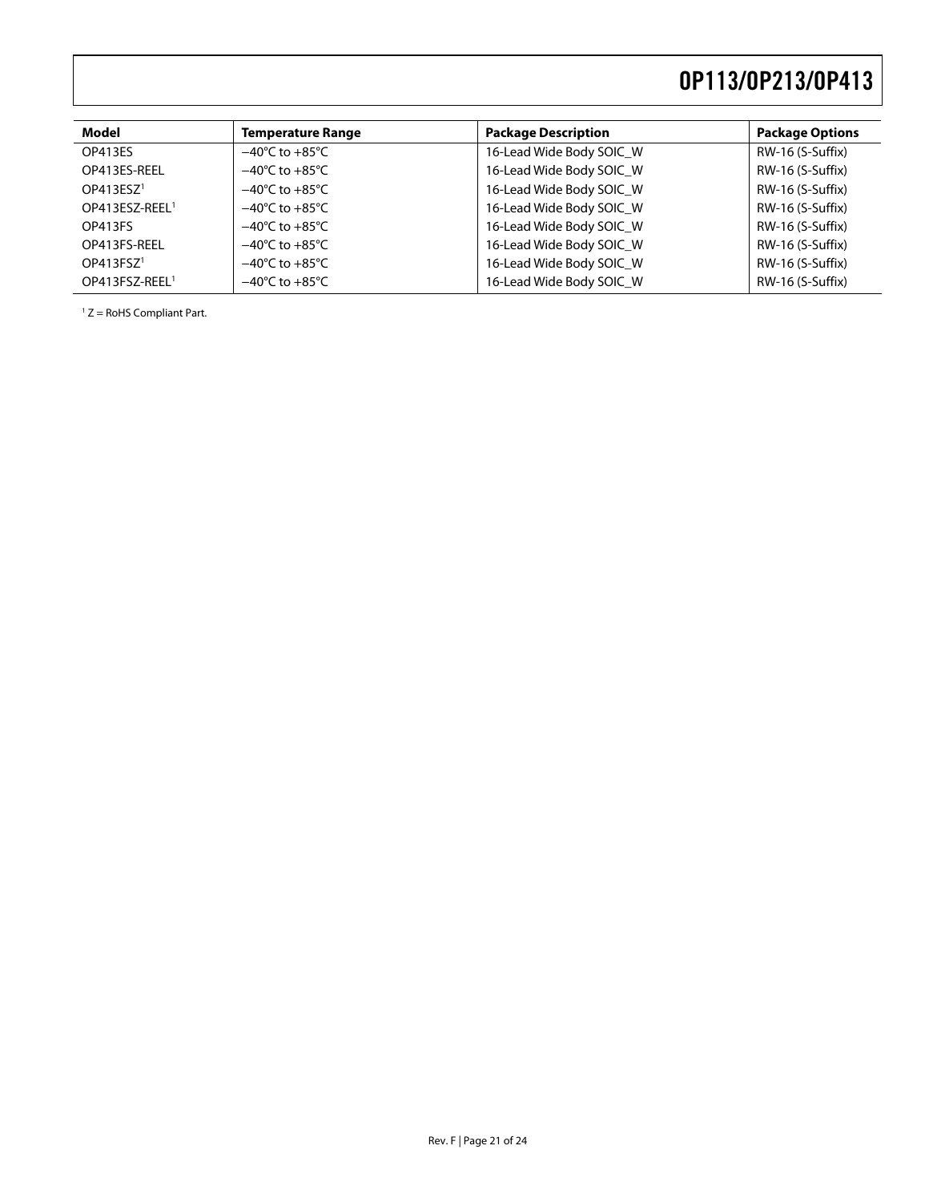| Model | Temperature Range | Package Description | Package Options |
|---|---|---|---|
| OP413ES | −40°C to +85°C | 16-Lead Wide Body SOIC_W | RW-16 (S-Suffix) |
| OP413ES-REEL | −40°C to +85°C | 16-Lead Wide Body SOIC_W | RW-16 (S-Suffix) |
| OP413ESZ[1] | −40°C to +85°C | 16-Lead Wide Body SOIC_W | RW-16 (S-Suffix) |
| OP413ESZ-REEL[1] | −40°C to +85°C | 16-Lead Wide Body SOIC_W | RW-16 (S-Suffix) |
| OP413FS | −40°C to +85°C | 16-Lead Wide Body SOIC_W | RW-16 (S-Suffix) |
| OP413FS-REEL | −40°C to +85°C | 16-Lead Wide Body SOIC_W | RW-16 (S-Suffix) |
| OP413FSZ[1] | −40°C to +85°C | 16-Lead Wide Body SOIC_W | RW-16 (S-Suffix) |
| OP413FSZ-REEL[1] | −40°C to +85°C | 16-Lead Wide Body SOIC_W | RW-16 (S-Suffix) |

[1] Z = RoHS Compliant Part.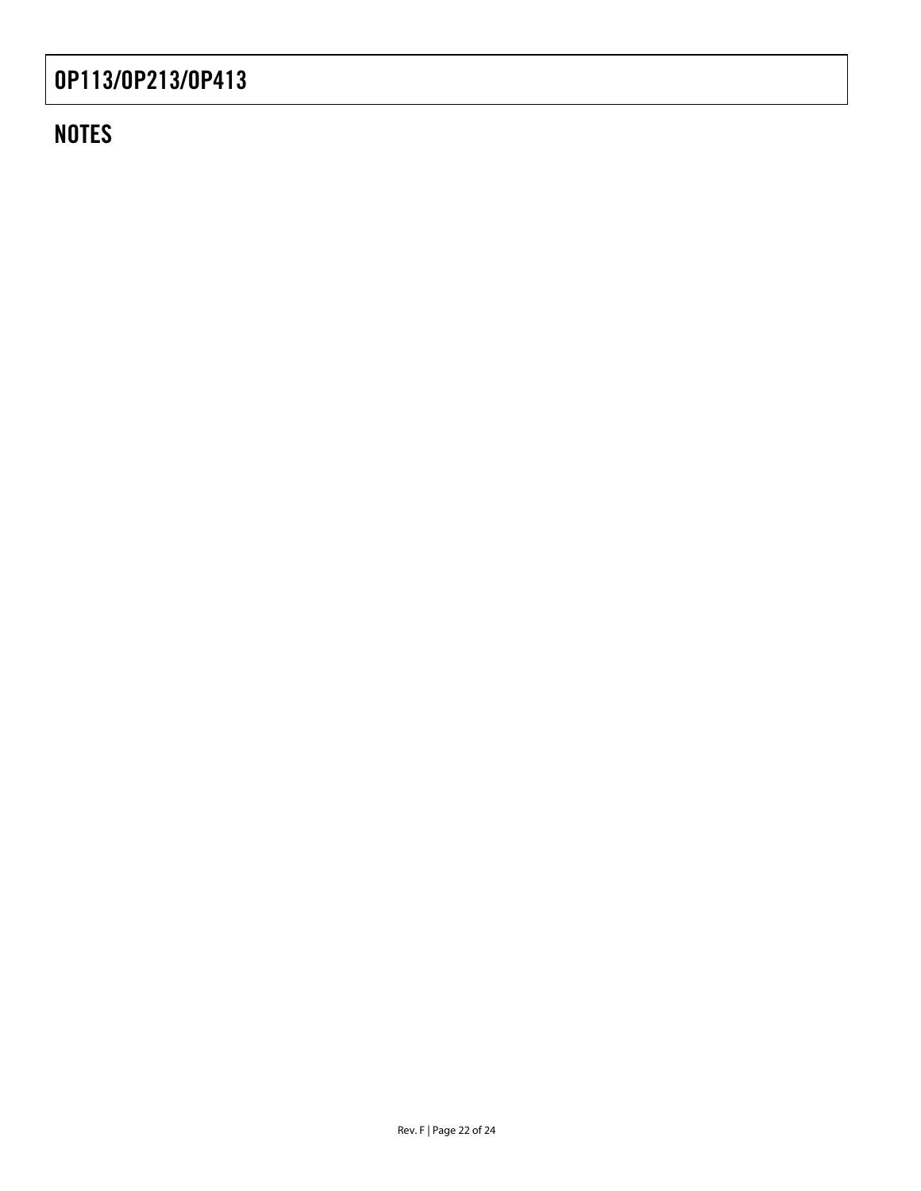## NOTES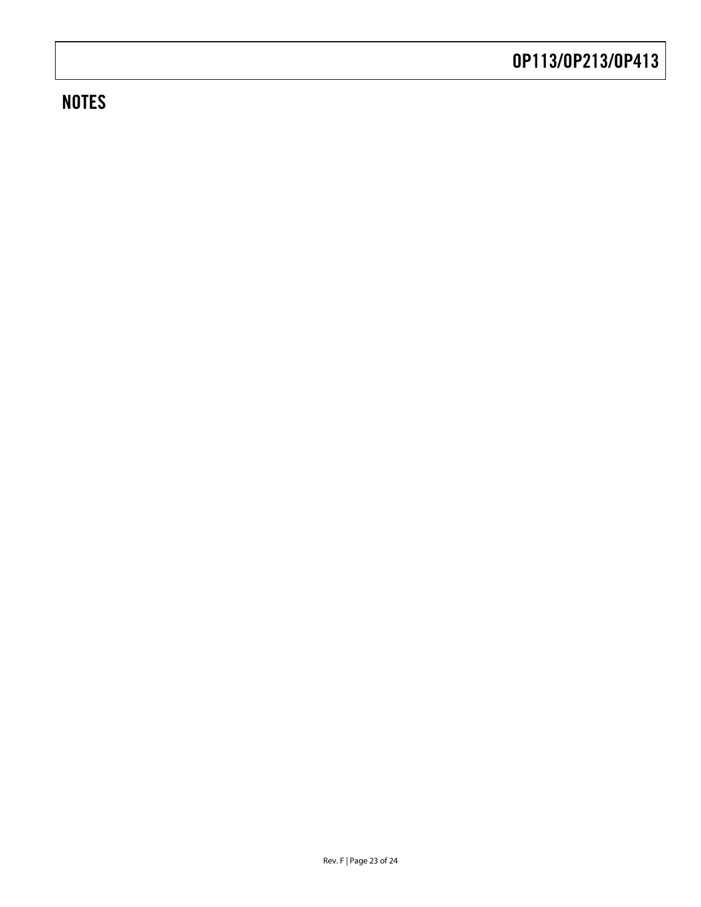## NOTES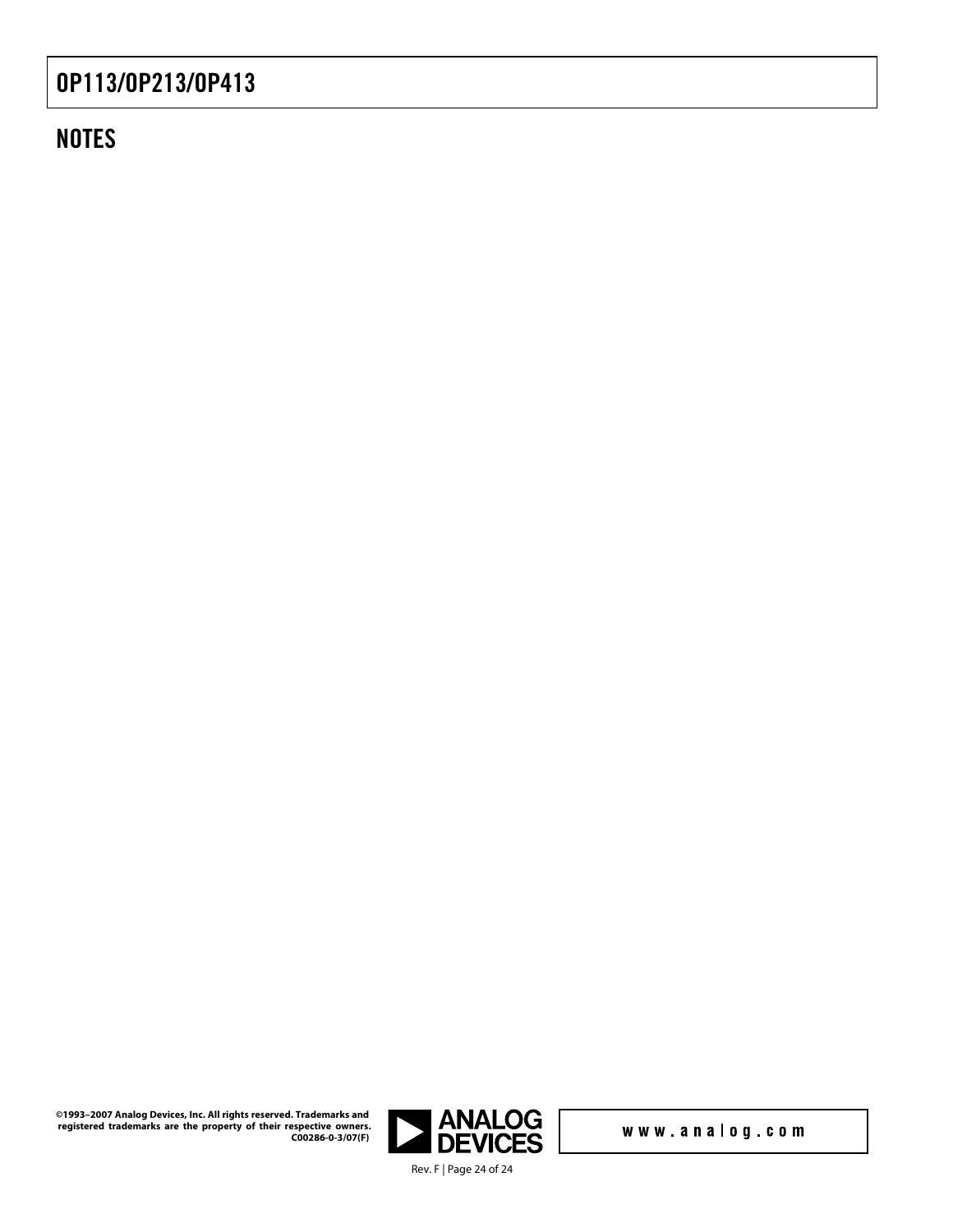## NOTES

©1993–2007 Analog Devices, Inc. All rights reserved. Trademarks and registered trademarks are the property of their respective owners.
C00286-0-3/07(F)

www.analog.com